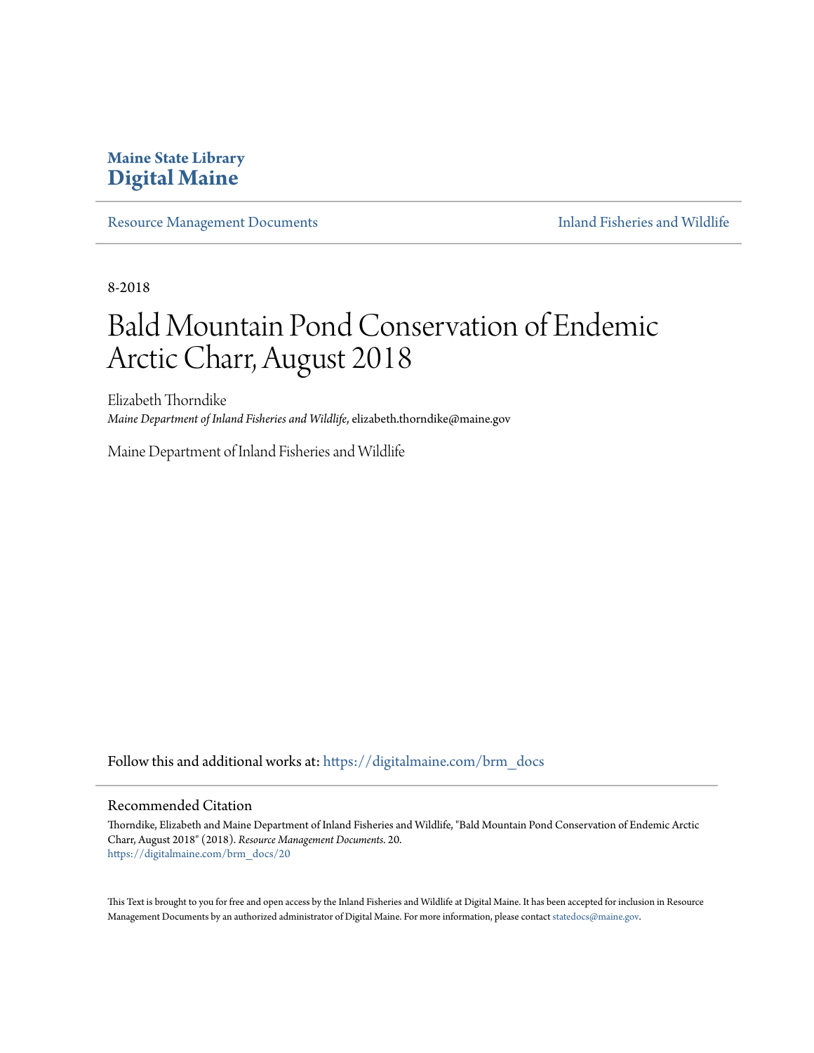Maine State Library
**Digital Maine**

Resource Management Documents | Inland Fisheries and Wildlife

8-2018

# Bald Mountain Pond Conservation of Endemic Arctic Charr, August 2018

Elizabeth Thorndike
*Maine Department of Inland Fisheries and Wildlife*, elizabeth.thorndike@maine.gov

Maine Department of Inland Fisheries and Wildlife

Follow this and additional works at: https://digitalmaine.com/brm_docs

## Recommended Citation

Thorndike, Elizabeth and Maine Department of Inland Fisheries and Wildlife, "Bald Mountain Pond Conservation of Endemic Arctic Charr, August 2018" (2018). *Resource Management Documents*. 20.
https://digitalmaine.com/brm_docs/20

This Text is brought to you for free and open access by the Inland Fisheries and Wildlife at Digital Maine. It has been accepted for inclusion in Resource Management Documents by an authorized administrator of Digital Maine. For more information, please contact statedocs@maine.gov.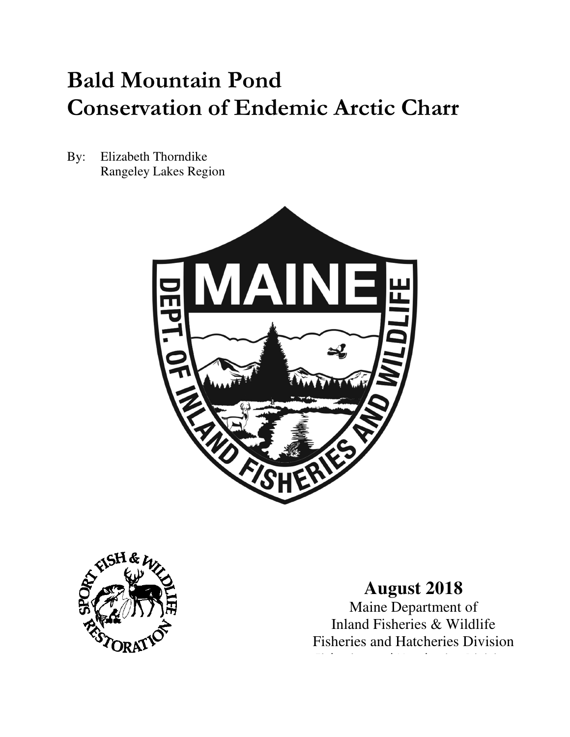# Bald Mountain Pond Conservation of Endemic Arctic Charr

By: Elizabeth Thorndike
Rangeley Lakes Region

**August 2018**

Maine Department of
Inland Fisheries & Wildlife
Fisheries and Hatcheries Division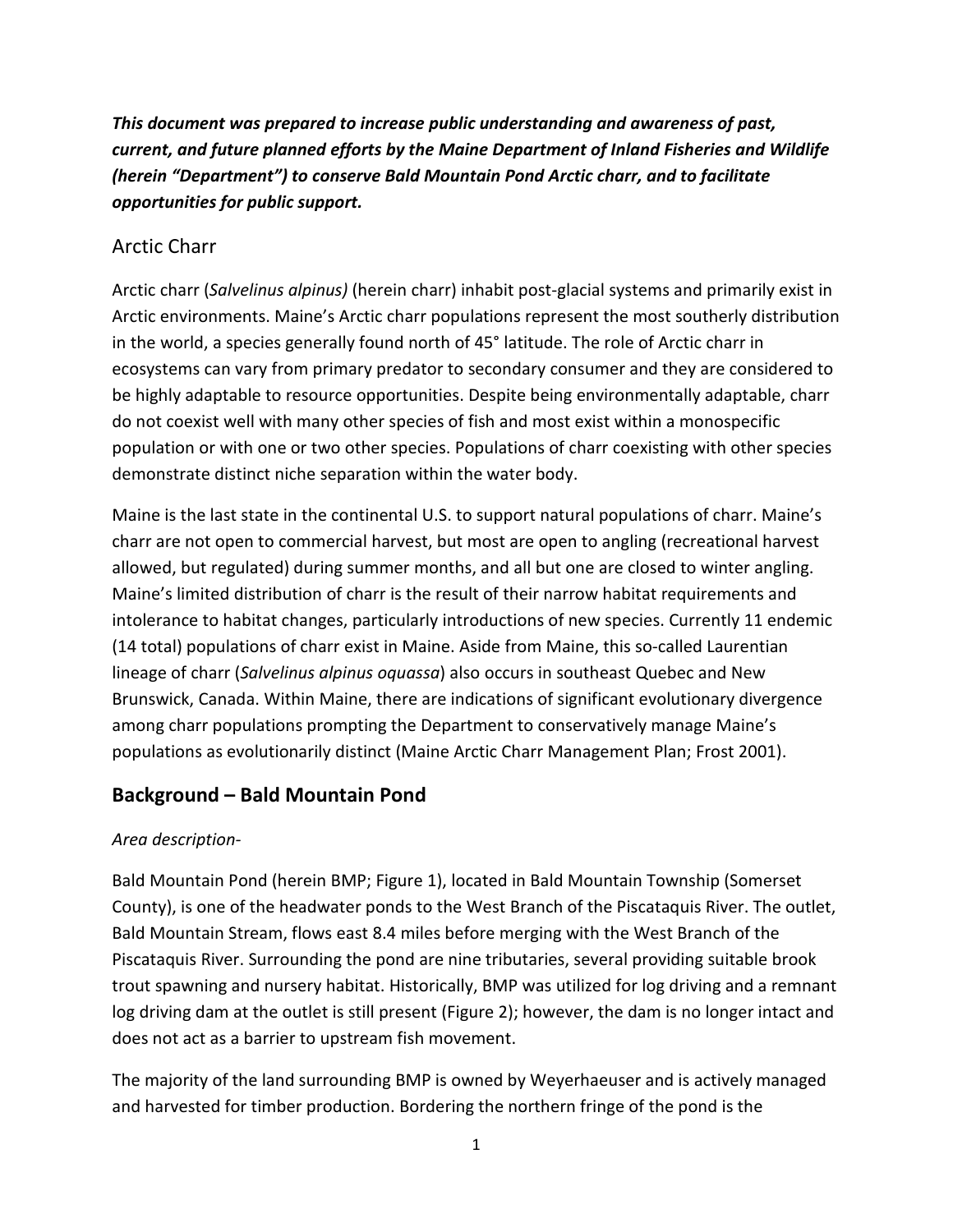***This document was prepared to increase public understanding and awareness of past, current, and future planned efforts by the Maine Department of Inland Fisheries and Wildlife (herein "Department") to conserve Bald Mountain Pond Arctic charr, and to facilitate opportunities for public support.***

## Arctic Charr

Arctic charr (*Salvelinus alpinus)* (herein charr) inhabit post-glacial systems and primarily exist in Arctic environments. Maine's Arctic charr populations represent the most southerly distribution in the world, a species generally found north of 45° latitude. The role of Arctic charr in ecosystems can vary from primary predator to secondary consumer and they are considered to be highly adaptable to resource opportunities. Despite being environmentally adaptable, charr do not coexist well with many other species of fish and most exist within a monospecific population or with one or two other species. Populations of charr coexisting with other species demonstrate distinct niche separation within the water body.

Maine is the last state in the continental U.S. to support natural populations of charr. Maine's charr are not open to commercial harvest, but most are open to angling (recreational harvest allowed, but regulated) during summer months, and all but one are closed to winter angling. Maine's limited distribution of charr is the result of their narrow habitat requirements and intolerance to habitat changes, particularly introductions of new species. Currently 11 endemic (14 total) populations of charr exist in Maine. Aside from Maine, this so-called Laurentian lineage of charr (*Salvelinus alpinus oquassa*) also occurs in southeast Quebec and New Brunswick, Canada. Within Maine, there are indications of significant evolutionary divergence among charr populations prompting the Department to conservatively manage Maine's populations as evolutionarily distinct (Maine Arctic Charr Management Plan; Frost 2001).

## Background – Bald Mountain Pond

*Area description-*

Bald Mountain Pond (herein BMP; Figure 1), located in Bald Mountain Township (Somerset County), is one of the headwater ponds to the West Branch of the Piscataquis River. The outlet, Bald Mountain Stream, flows east 8.4 miles before merging with the West Branch of the Piscataquis River. Surrounding the pond are nine tributaries, several providing suitable brook trout spawning and nursery habitat. Historically, BMP was utilized for log driving and a remnant log driving dam at the outlet is still present (Figure 2); however, the dam is no longer intact and does not act as a barrier to upstream fish movement.

The majority of the land surrounding BMP is owned by Weyerhaeuser and is actively managed and harvested for timber production. Bordering the northern fringe of the pond is the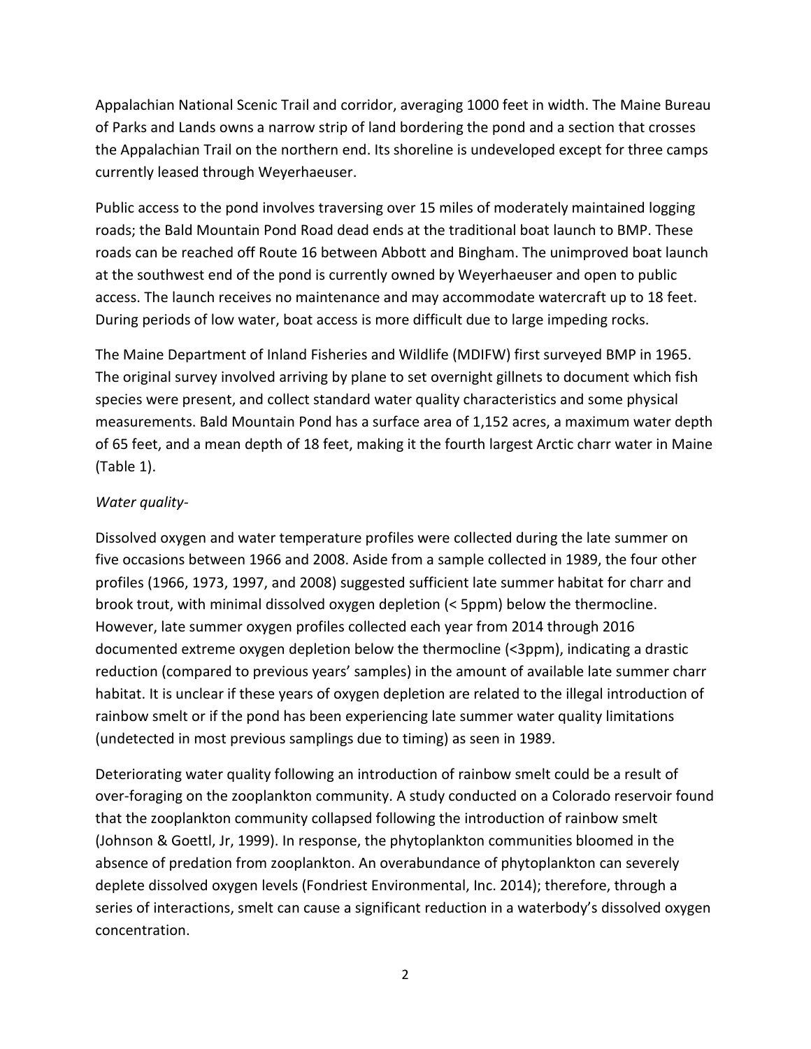Appalachian National Scenic Trail and corridor, averaging 1000 feet in width. The Maine Bureau of Parks and Lands owns a narrow strip of land bordering the pond and a section that crosses the Appalachian Trail on the northern end. Its shoreline is undeveloped except for three camps currently leased through Weyerhaeuser.

Public access to the pond involves traversing over 15 miles of moderately maintained logging roads; the Bald Mountain Pond Road dead ends at the traditional boat launch to BMP. These roads can be reached off Route 16 between Abbott and Bingham. The unimproved boat launch at the southwest end of the pond is currently owned by Weyerhaeuser and open to public access. The launch receives no maintenance and may accommodate watercraft up to 18 feet. During periods of low water, boat access is more difficult due to large impeding rocks.

The Maine Department of Inland Fisheries and Wildlife (MDIFW) first surveyed BMP in 1965. The original survey involved arriving by plane to set overnight gillnets to document which fish species were present, and collect standard water quality characteristics and some physical measurements. Bald Mountain Pond has a surface area of 1,152 acres, a maximum water depth of 65 feet, and a mean depth of 18 feet, making it the fourth largest Arctic charr water in Maine (Table 1).

*Water quality-*

Dissolved oxygen and water temperature profiles were collected during the late summer on five occasions between 1966 and 2008. Aside from a sample collected in 1989, the four other profiles (1966, 1973, 1997, and 2008) suggested sufficient late summer habitat for charr and brook trout, with minimal dissolved oxygen depletion (< 5ppm) below the thermocline. However, late summer oxygen profiles collected each year from 2014 through 2016 documented extreme oxygen depletion below the thermocline (<3ppm), indicating a drastic reduction (compared to previous years' samples) in the amount of available late summer charr habitat. It is unclear if these years of oxygen depletion are related to the illegal introduction of rainbow smelt or if the pond has been experiencing late summer water quality limitations (undetected in most previous samplings due to timing) as seen in 1989.

Deteriorating water quality following an introduction of rainbow smelt could be a result of over-foraging on the zooplankton community. A study conducted on a Colorado reservoir found that the zooplankton community collapsed following the introduction of rainbow smelt (Johnson & Goettl, Jr, 1999). In response, the phytoplankton communities bloomed in the absence of predation from zooplankton. An overabundance of phytoplankton can severely deplete dissolved oxygen levels (Fondriest Environmental, Inc. 2014); therefore, through a series of interactions, smelt can cause a significant reduction in a waterbody's dissolved oxygen concentration.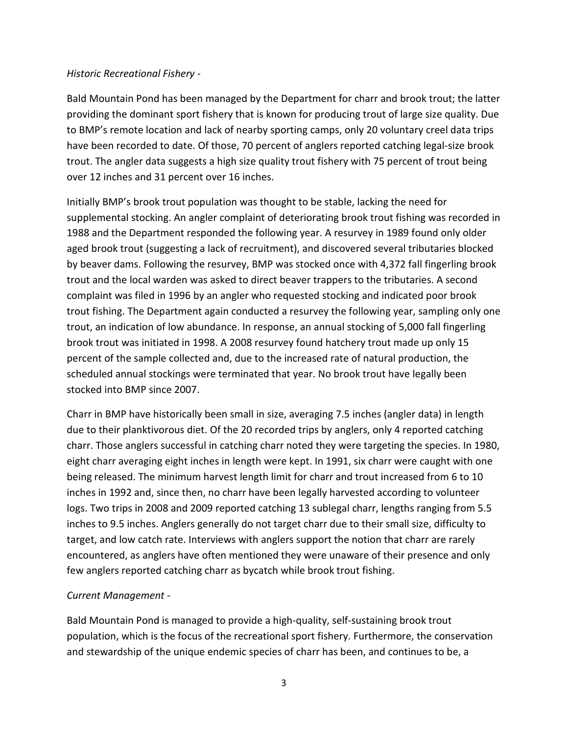*Historic Recreational Fishery -*

Bald Mountain Pond has been managed by the Department for charr and brook trout; the latter providing the dominant sport fishery that is known for producing trout of large size quality. Due to BMP's remote location and lack of nearby sporting camps, only 20 voluntary creel data trips have been recorded to date. Of those, 70 percent of anglers reported catching legal-size brook trout. The angler data suggests a high size quality trout fishery with 75 percent of trout being over 12 inches and 31 percent over 16 inches.

Initially BMP's brook trout population was thought to be stable, lacking the need for supplemental stocking. An angler complaint of deteriorating brook trout fishing was recorded in 1988 and the Department responded the following year. A resurvey in 1989 found only older aged brook trout (suggesting a lack of recruitment), and discovered several tributaries blocked by beaver dams. Following the resurvey, BMP was stocked once with 4,372 fall fingerling brook trout and the local warden was asked to direct beaver trappers to the tributaries. A second complaint was filed in 1996 by an angler who requested stocking and indicated poor brook trout fishing. The Department again conducted a resurvey the following year, sampling only one trout, an indication of low abundance. In response, an annual stocking of 5,000 fall fingerling brook trout was initiated in 1998. A 2008 resurvey found hatchery trout made up only 15 percent of the sample collected and, due to the increased rate of natural production, the scheduled annual stockings were terminated that year. No brook trout have legally been stocked into BMP since 2007.

Charr in BMP have historically been small in size, averaging 7.5 inches (angler data) in length due to their planktivorous diet. Of the 20 recorded trips by anglers, only 4 reported catching charr. Those anglers successful in catching charr noted they were targeting the species. In 1980, eight charr averaging eight inches in length were kept. In 1991, six charr were caught with one being released. The minimum harvest length limit for charr and trout increased from 6 to 10 inches in 1992 and, since then, no charr have been legally harvested according to volunteer logs. Two trips in 2008 and 2009 reported catching 13 sublegal charr, lengths ranging from 5.5 inches to 9.5 inches. Anglers generally do not target charr due to their small size, difficulty to target, and low catch rate. Interviews with anglers support the notion that charr are rarely encountered, as anglers have often mentioned they were unaware of their presence and only few anglers reported catching charr as bycatch while brook trout fishing.

*Current Management -*

Bald Mountain Pond is managed to provide a high-quality, self-sustaining brook trout population, which is the focus of the recreational sport fishery. Furthermore, the conservation and stewardship of the unique endemic species of charr has been, and continues to be, a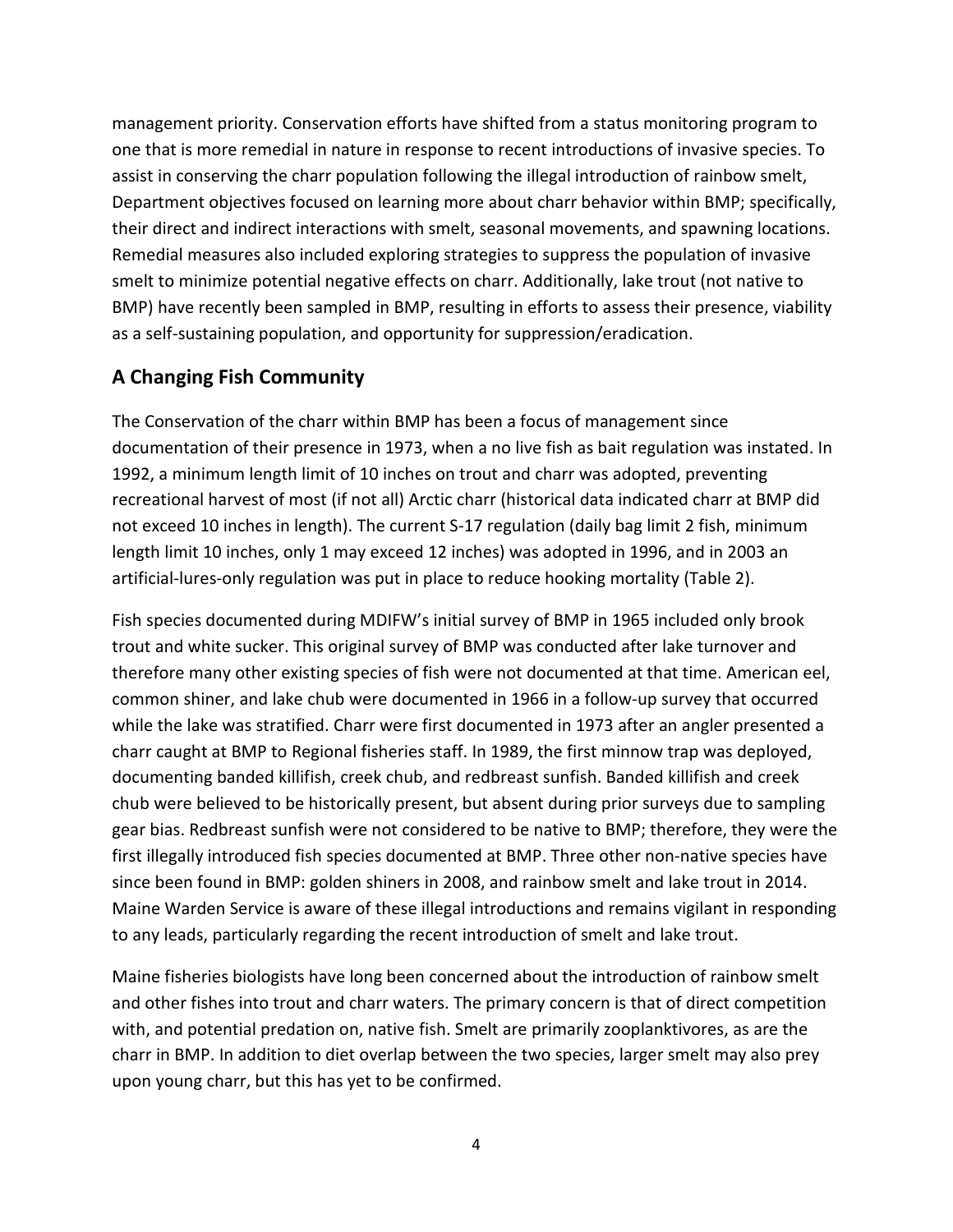management priority. Conservation efforts have shifted from a status monitoring program to one that is more remedial in nature in response to recent introductions of invasive species. To assist in conserving the charr population following the illegal introduction of rainbow smelt, Department objectives focused on learning more about charr behavior within BMP; specifically, their direct and indirect interactions with smelt, seasonal movements, and spawning locations. Remedial measures also included exploring strategies to suppress the population of invasive smelt to minimize potential negative effects on charr. Additionally, lake trout (not native to BMP) have recently been sampled in BMP, resulting in efforts to assess their presence, viability as a self-sustaining population, and opportunity for suppression/eradication.

## A Changing Fish Community

The Conservation of the charr within BMP has been a focus of management since documentation of their presence in 1973, when a no live fish as bait regulation was instated. In 1992, a minimum length limit of 10 inches on trout and charr was adopted, preventing recreational harvest of most (if not all) Arctic charr (historical data indicated charr at BMP did not exceed 10 inches in length). The current S-17 regulation (daily bag limit 2 fish, minimum length limit 10 inches, only 1 may exceed 12 inches) was adopted in 1996, and in 2003 an artificial-lures-only regulation was put in place to reduce hooking mortality (Table 2).

Fish species documented during MDIFW's initial survey of BMP in 1965 included only brook trout and white sucker. This original survey of BMP was conducted after lake turnover and therefore many other existing species of fish were not documented at that time. American eel, common shiner, and lake chub were documented in 1966 in a follow-up survey that occurred while the lake was stratified. Charr were first documented in 1973 after an angler presented a charr caught at BMP to Regional fisheries staff. In 1989, the first minnow trap was deployed, documenting banded killifish, creek chub, and redbreast sunfish. Banded killifish and creek chub were believed to be historically present, but absent during prior surveys due to sampling gear bias. Redbreast sunfish were not considered to be native to BMP; therefore, they were the first illegally introduced fish species documented at BMP. Three other non-native species have since been found in BMP: golden shiners in 2008, and rainbow smelt and lake trout in 2014. Maine Warden Service is aware of these illegal introductions and remains vigilant in responding to any leads, particularly regarding the recent introduction of smelt and lake trout.

Maine fisheries biologists have long been concerned about the introduction of rainbow smelt and other fishes into trout and charr waters. The primary concern is that of direct competition with, and potential predation on, native fish. Smelt are primarily zooplanktivores, as are the charr in BMP. In addition to diet overlap between the two species, larger smelt may also prey upon young charr, but this has yet to be confirmed.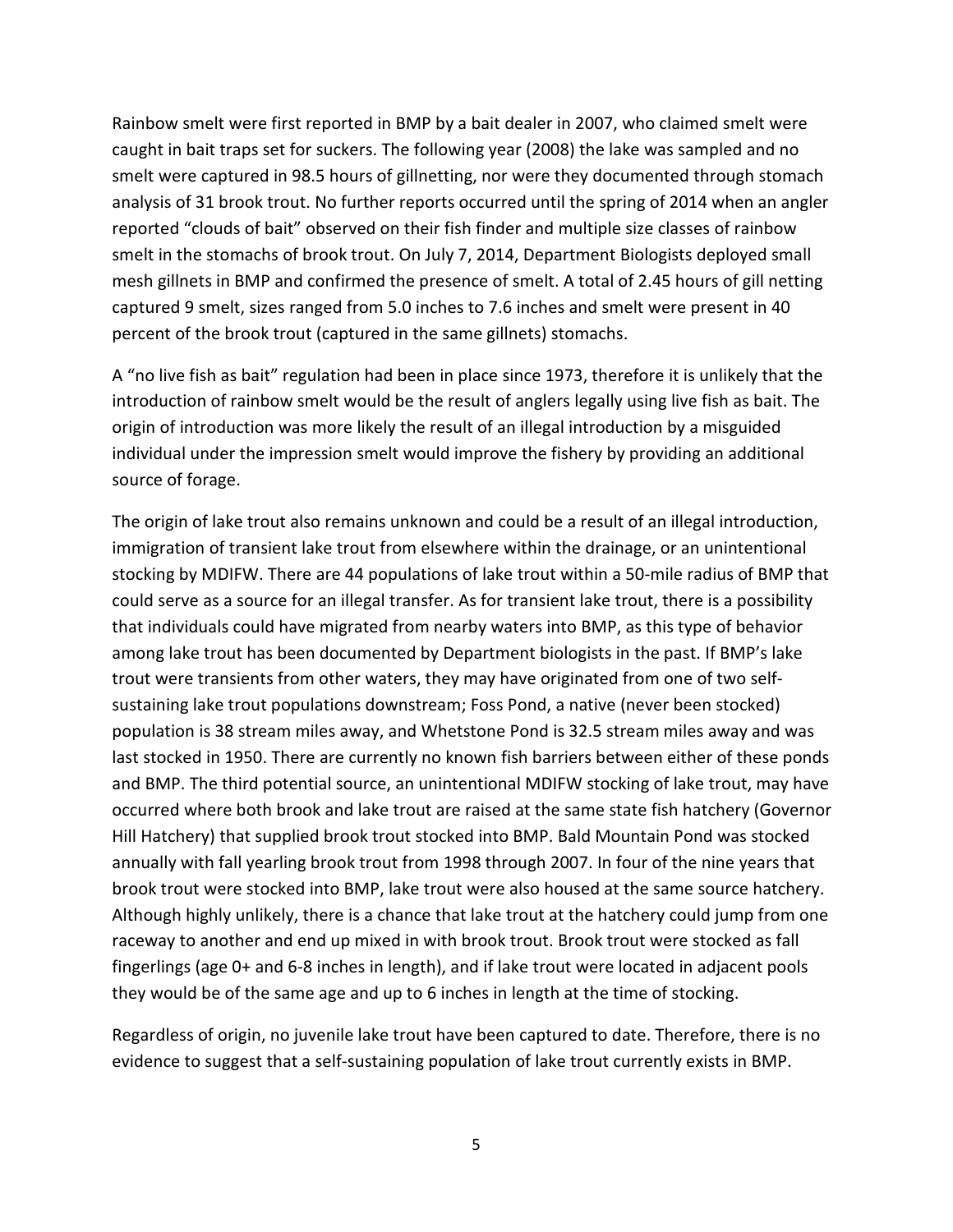Rainbow smelt were first reported in BMP by a bait dealer in 2007, who claimed smelt were caught in bait traps set for suckers. The following year (2008) the lake was sampled and no smelt were captured in 98.5 hours of gillnetting, nor were they documented through stomach analysis of 31 brook trout. No further reports occurred until the spring of 2014 when an angler reported "clouds of bait" observed on their fish finder and multiple size classes of rainbow smelt in the stomachs of brook trout. On July 7, 2014, Department Biologists deployed small mesh gillnets in BMP and confirmed the presence of smelt. A total of 2.45 hours of gill netting captured 9 smelt, sizes ranged from 5.0 inches to 7.6 inches and smelt were present in 40 percent of the brook trout (captured in the same gillnets) stomachs.

A "no live fish as bait" regulation had been in place since 1973, therefore it is unlikely that the introduction of rainbow smelt would be the result of anglers legally using live fish as bait. The origin of introduction was more likely the result of an illegal introduction by a misguided individual under the impression smelt would improve the fishery by providing an additional source of forage.

The origin of lake trout also remains unknown and could be a result of an illegal introduction, immigration of transient lake trout from elsewhere within the drainage, or an unintentional stocking by MDIFW. There are 44 populations of lake trout within a 50-mile radius of BMP that could serve as a source for an illegal transfer. As for transient lake trout, there is a possibility that individuals could have migrated from nearby waters into BMP, as this type of behavior among lake trout has been documented by Department biologists in the past. If BMP's lake trout were transients from other waters, they may have originated from one of two self-sustaining lake trout populations downstream; Foss Pond, a native (never been stocked) population is 38 stream miles away, and Whetstone Pond is 32.5 stream miles away and was last stocked in 1950. There are currently no known fish barriers between either of these ponds and BMP. The third potential source, an unintentional MDIFW stocking of lake trout, may have occurred where both brook and lake trout are raised at the same state fish hatchery (Governor Hill Hatchery) that supplied brook trout stocked into BMP. Bald Mountain Pond was stocked annually with fall yearling brook trout from 1998 through 2007. In four of the nine years that brook trout were stocked into BMP, lake trout were also housed at the same source hatchery. Although highly unlikely, there is a chance that lake trout at the hatchery could jump from one raceway to another and end up mixed in with brook trout. Brook trout were stocked as fall fingerlings (age 0+ and 6-8 inches in length), and if lake trout were located in adjacent pools they would be of the same age and up to 6 inches in length at the time of stocking.

Regardless of origin, no juvenile lake trout have been captured to date. Therefore, there is no evidence to suggest that a self-sustaining population of lake trout currently exists in BMP.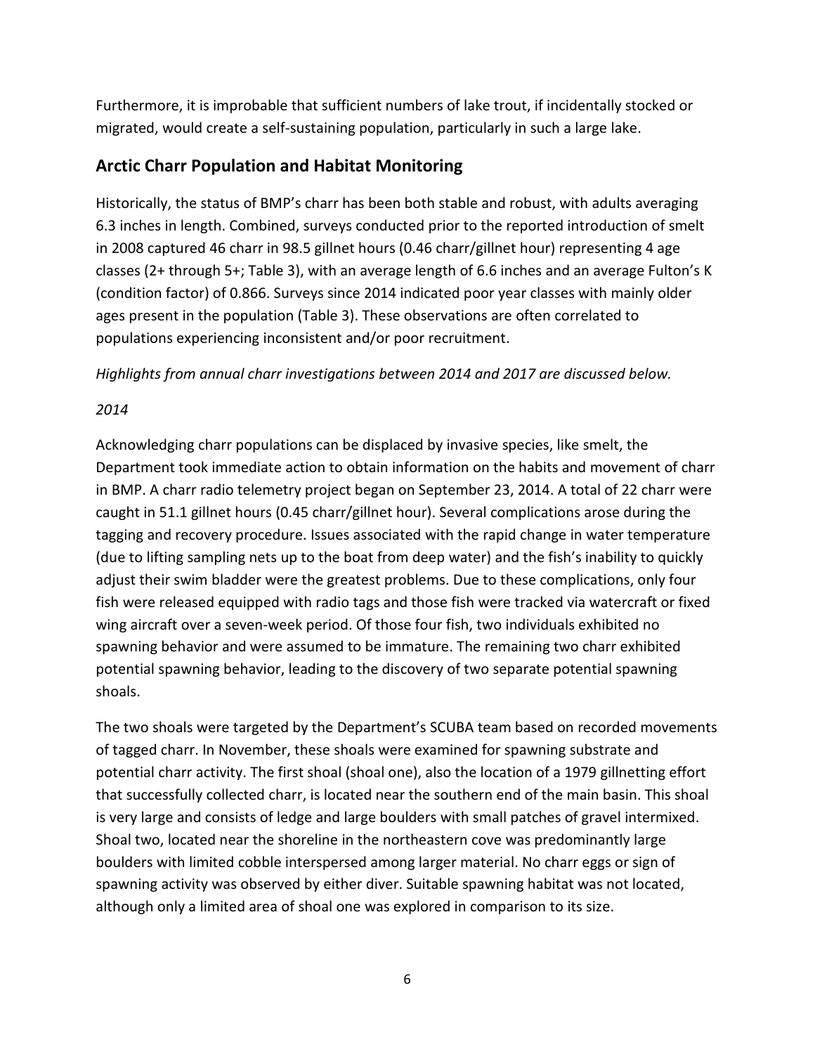Furthermore, it is improbable that sufficient numbers of lake trout, if incidentally stocked or migrated, would create a self-sustaining population, particularly in such a large lake.

## Arctic Charr Population and Habitat Monitoring

Historically, the status of BMP's charr has been both stable and robust, with adults averaging 6.3 inches in length. Combined, surveys conducted prior to the reported introduction of smelt in 2008 captured 46 charr in 98.5 gillnet hours (0.46 charr/gillnet hour) representing 4 age classes (2+ through 5+; Table 3), with an average length of 6.6 inches and an average Fulton's K (condition factor) of 0.866. Surveys since 2014 indicated poor year classes with mainly older ages present in the population (Table 3). These observations are often correlated to populations experiencing inconsistent and/or poor recruitment.

*Highlights from annual charr investigations between 2014 and 2017 are discussed below.*

*2014*

Acknowledging charr populations can be displaced by invasive species, like smelt, the Department took immediate action to obtain information on the habits and movement of charr in BMP. A charr radio telemetry project began on September 23, 2014. A total of 22 charr were caught in 51.1 gillnet hours (0.45 charr/gillnet hour). Several complications arose during the tagging and recovery procedure. Issues associated with the rapid change in water temperature (due to lifting sampling nets up to the boat from deep water) and the fish's inability to quickly adjust their swim bladder were the greatest problems. Due to these complications, only four fish were released equipped with radio tags and those fish were tracked via watercraft or fixed wing aircraft over a seven-week period. Of those four fish, two individuals exhibited no spawning behavior and were assumed to be immature. The remaining two charr exhibited potential spawning behavior, leading to the discovery of two separate potential spawning shoals.

The two shoals were targeted by the Department's SCUBA team based on recorded movements of tagged charr. In November, these shoals were examined for spawning substrate and potential charr activity. The first shoal (shoal one), also the location of a 1979 gillnetting effort that successfully collected charr, is located near the southern end of the main basin. This shoal is very large and consists of ledge and large boulders with small patches of gravel intermixed. Shoal two, located near the shoreline in the northeastern cove was predominantly large boulders with limited cobble interspersed among larger material. No charr eggs or sign of spawning activity was observed by either diver. Suitable spawning habitat was not located, although only a limited area of shoal one was explored in comparison to its size.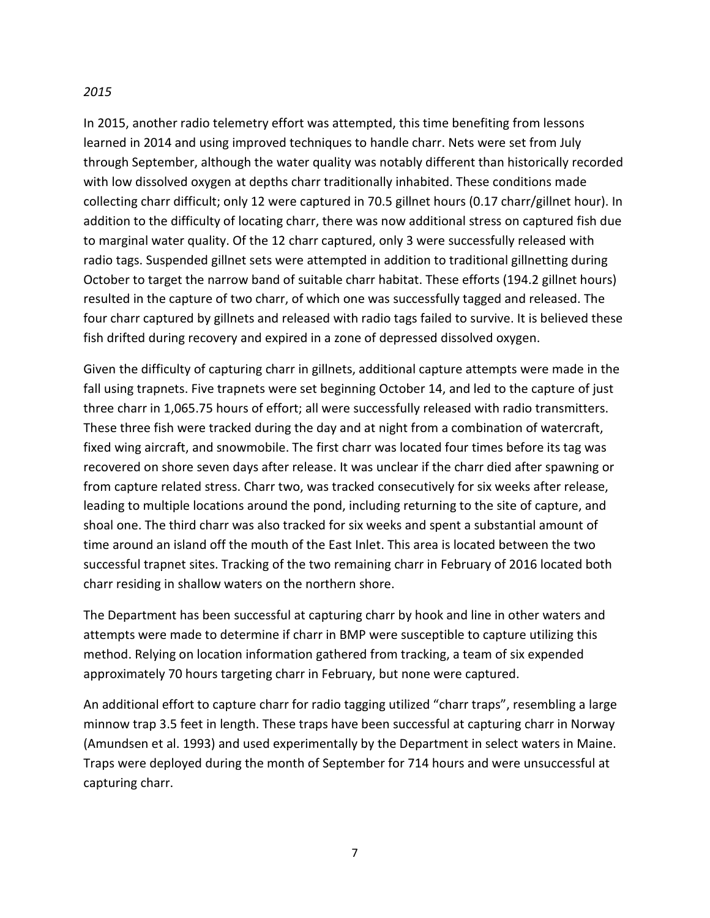*2015*

In 2015, another radio telemetry effort was attempted, this time benefiting from lessons learned in 2014 and using improved techniques to handle charr. Nets were set from July through September, although the water quality was notably different than historically recorded with low dissolved oxygen at depths charr traditionally inhabited. These conditions made collecting charr difficult; only 12 were captured in 70.5 gillnet hours (0.17 charr/gillnet hour). In addition to the difficulty of locating charr, there was now additional stress on captured fish due to marginal water quality. Of the 12 charr captured, only 3 were successfully released with radio tags. Suspended gillnet sets were attempted in addition to traditional gillnetting during October to target the narrow band of suitable charr habitat. These efforts (194.2 gillnet hours) resulted in the capture of two charr, of which one was successfully tagged and released. The four charr captured by gillnets and released with radio tags failed to survive. It is believed these fish drifted during recovery and expired in a zone of depressed dissolved oxygen.

Given the difficulty of capturing charr in gillnets, additional capture attempts were made in the fall using trapnets. Five trapnets were set beginning October 14, and led to the capture of just three charr in 1,065.75 hours of effort; all were successfully released with radio transmitters. These three fish were tracked during the day and at night from a combination of watercraft, fixed wing aircraft, and snowmobile. The first charr was located four times before its tag was recovered on shore seven days after release. It was unclear if the charr died after spawning or from capture related stress. Charr two, was tracked consecutively for six weeks after release, leading to multiple locations around the pond, including returning to the site of capture, and shoal one. The third charr was also tracked for six weeks and spent a substantial amount of time around an island off the mouth of the East Inlet. This area is located between the two successful trapnet sites. Tracking of the two remaining charr in February of 2016 located both charr residing in shallow waters on the northern shore.

The Department has been successful at capturing charr by hook and line in other waters and attempts were made to determine if charr in BMP were susceptible to capture utilizing this method. Relying on location information gathered from tracking, a team of six expended approximately 70 hours targeting charr in February, but none were captured.

An additional effort to capture charr for radio tagging utilized "charr traps", resembling a large minnow trap 3.5 feet in length. These traps have been successful at capturing charr in Norway (Amundsen et al. 1993) and used experimentally by the Department in select waters in Maine. Traps were deployed during the month of September for 714 hours and were unsuccessful at capturing charr.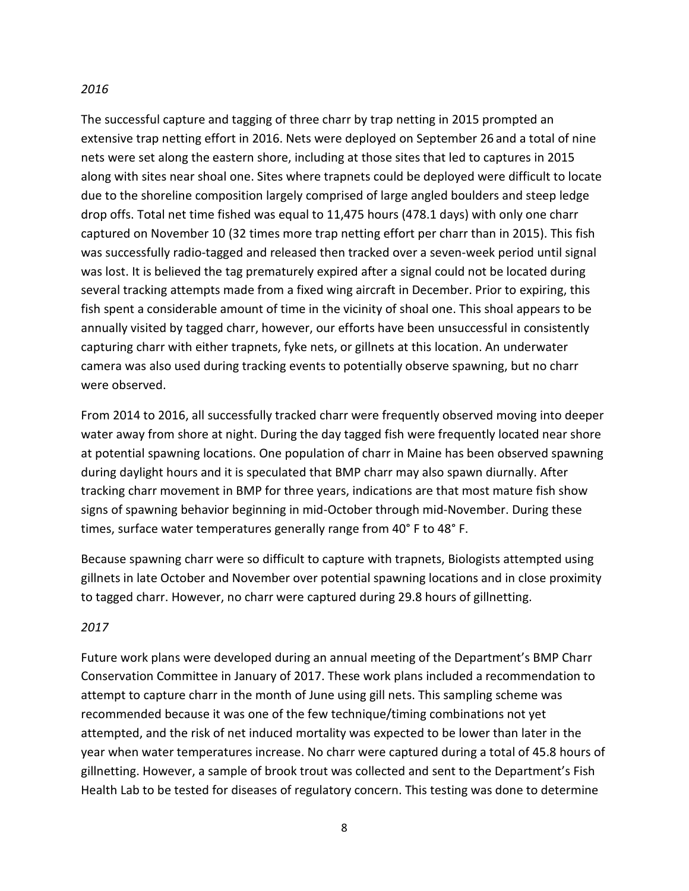*2016*

The successful capture and tagging of three charr by trap netting in 2015 prompted an extensive trap netting effort in 2016. Nets were deployed on September 26 and a total of nine nets were set along the eastern shore, including at those sites that led to captures in 2015 along with sites near shoal one. Sites where trapnets could be deployed were difficult to locate due to the shoreline composition largely comprised of large angled boulders and steep ledge drop offs. Total net time fished was equal to 11,475 hours (478.1 days) with only one charr captured on November 10 (32 times more trap netting effort per charr than in 2015). This fish was successfully radio-tagged and released then tracked over a seven-week period until signal was lost. It is believed the tag prematurely expired after a signal could not be located during several tracking attempts made from a fixed wing aircraft in December. Prior to expiring, this fish spent a considerable amount of time in the vicinity of shoal one. This shoal appears to be annually visited by tagged charr, however, our efforts have been unsuccessful in consistently capturing charr with either trapnets, fyke nets, or gillnets at this location. An underwater camera was also used during tracking events to potentially observe spawning, but no charr were observed.

From 2014 to 2016, all successfully tracked charr were frequently observed moving into deeper water away from shore at night. During the day tagged fish were frequently located near shore at potential spawning locations. One population of charr in Maine has been observed spawning during daylight hours and it is speculated that BMP charr may also spawn diurnally. After tracking charr movement in BMP for three years, indications are that most mature fish show signs of spawning behavior beginning in mid-October through mid-November. During these times, surface water temperatures generally range from 40° F to 48° F.

Because spawning charr were so difficult to capture with trapnets, Biologists attempted using gillnets in late October and November over potential spawning locations and in close proximity to tagged charr. However, no charr were captured during 29.8 hours of gillnetting.

*2017*

Future work plans were developed during an annual meeting of the Department's BMP Charr Conservation Committee in January of 2017. These work plans included a recommendation to attempt to capture charr in the month of June using gill nets. This sampling scheme was recommended because it was one of the few technique/timing combinations not yet attempted, and the risk of net induced mortality was expected to be lower than later in the year when water temperatures increase. No charr were captured during a total of 45.8 hours of gillnetting. However, a sample of brook trout was collected and sent to the Department's Fish Health Lab to be tested for diseases of regulatory concern. This testing was done to determine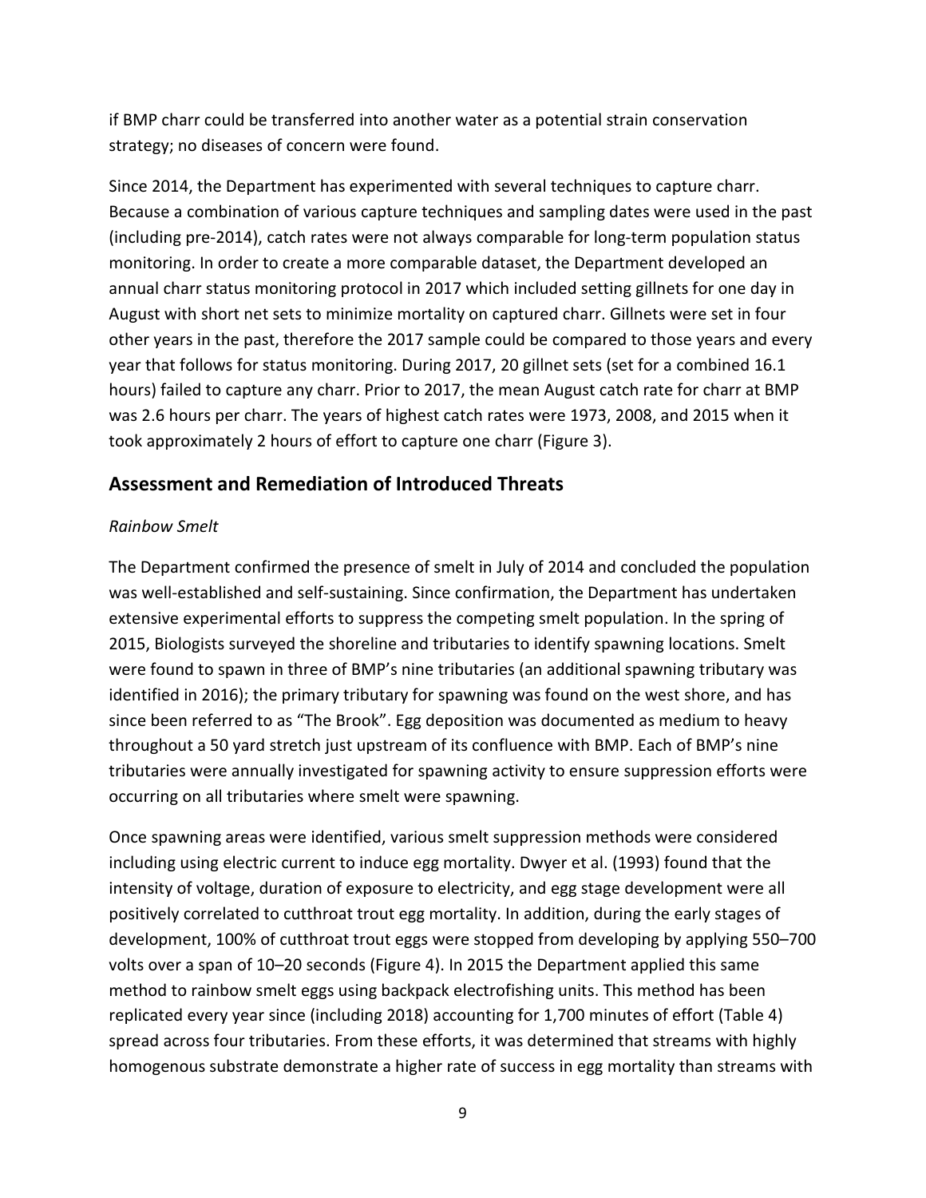if BMP charr could be transferred into another water as a potential strain conservation strategy; no diseases of concern were found.

Since 2014, the Department has experimented with several techniques to capture charr. Because a combination of various capture techniques and sampling dates were used in the past (including pre-2014), catch rates were not always comparable for long-term population status monitoring. In order to create a more comparable dataset, the Department developed an annual charr status monitoring protocol in 2017 which included setting gillnets for one day in August with short net sets to minimize mortality on captured charr. Gillnets were set in four other years in the past, therefore the 2017 sample could be compared to those years and every year that follows for status monitoring. During 2017, 20 gillnet sets (set for a combined 16.1 hours) failed to capture any charr. Prior to 2017, the mean August catch rate for charr at BMP was 2.6 hours per charr. The years of highest catch rates were 1973, 2008, and 2015 when it took approximately 2 hours of effort to capture one charr (Figure 3).

## Assessment and Remediation of Introduced Threats

### *Rainbow Smelt*

The Department confirmed the presence of smelt in July of 2014 and concluded the population was well-established and self-sustaining. Since confirmation, the Department has undertaken extensive experimental efforts to suppress the competing smelt population. In the spring of 2015, Biologists surveyed the shoreline and tributaries to identify spawning locations. Smelt were found to spawn in three of BMP's nine tributaries (an additional spawning tributary was identified in 2016); the primary tributary for spawning was found on the west shore, and has since been referred to as "The Brook". Egg deposition was documented as medium to heavy throughout a 50 yard stretch just upstream of its confluence with BMP. Each of BMP's nine tributaries were annually investigated for spawning activity to ensure suppression efforts were occurring on all tributaries where smelt were spawning.

Once spawning areas were identified, various smelt suppression methods were considered including using electric current to induce egg mortality. Dwyer et al. (1993) found that the intensity of voltage, duration of exposure to electricity, and egg stage development were all positively correlated to cutthroat trout egg mortality. In addition, during the early stages of development, 100% of cutthroat trout eggs were stopped from developing by applying 550–700 volts over a span of 10–20 seconds (Figure 4). In 2015 the Department applied this same method to rainbow smelt eggs using backpack electrofishing units. This method has been replicated every year since (including 2018) accounting for 1,700 minutes of effort (Table 4) spread across four tributaries. From these efforts, it was determined that streams with highly homogenous substrate demonstrate a higher rate of success in egg mortality than streams with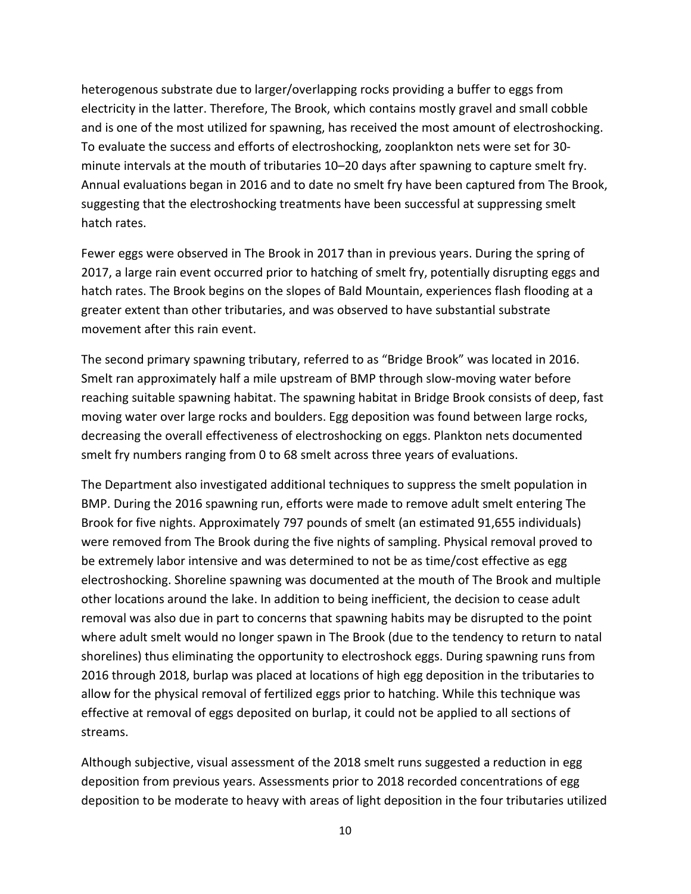heterogenous substrate due to larger/overlapping rocks providing a buffer to eggs from electricity in the latter. Therefore, The Brook, which contains mostly gravel and small cobble and is one of the most utilized for spawning, has received the most amount of electroshocking. To evaluate the success and efforts of electroshocking, zooplankton nets were set for 30-minute intervals at the mouth of tributaries 10–20 days after spawning to capture smelt fry. Annual evaluations began in 2016 and to date no smelt fry have been captured from The Brook, suggesting that the electroshocking treatments have been successful at suppressing smelt hatch rates.

Fewer eggs were observed in The Brook in 2017 than in previous years. During the spring of 2017, a large rain event occurred prior to hatching of smelt fry, potentially disrupting eggs and hatch rates. The Brook begins on the slopes of Bald Mountain, experiences flash flooding at a greater extent than other tributaries, and was observed to have substantial substrate movement after this rain event.

The second primary spawning tributary, referred to as "Bridge Brook" was located in 2016. Smelt ran approximately half a mile upstream of BMP through slow-moving water before reaching suitable spawning habitat. The spawning habitat in Bridge Brook consists of deep, fast moving water over large rocks and boulders. Egg deposition was found between large rocks, decreasing the overall effectiveness of electroshocking on eggs. Plankton nets documented smelt fry numbers ranging from 0 to 68 smelt across three years of evaluations.

The Department also investigated additional techniques to suppress the smelt population in BMP. During the 2016 spawning run, efforts were made to remove adult smelt entering The Brook for five nights. Approximately 797 pounds of smelt (an estimated 91,655 individuals) were removed from The Brook during the five nights of sampling. Physical removal proved to be extremely labor intensive and was determined to not be as time/cost effective as egg electroshocking. Shoreline spawning was documented at the mouth of The Brook and multiple other locations around the lake. In addition to being inefficient, the decision to cease adult removal was also due in part to concerns that spawning habits may be disrupted to the point where adult smelt would no longer spawn in The Brook (due to the tendency to return to natal shorelines) thus eliminating the opportunity to electroshock eggs. During spawning runs from 2016 through 2018, burlap was placed at locations of high egg deposition in the tributaries to allow for the physical removal of fertilized eggs prior to hatching. While this technique was effective at removal of eggs deposited on burlap, it could not be applied to all sections of streams.

Although subjective, visual assessment of the 2018 smelt runs suggested a reduction in egg deposition from previous years. Assessments prior to 2018 recorded concentrations of egg deposition to be moderate to heavy with areas of light deposition in the four tributaries utilized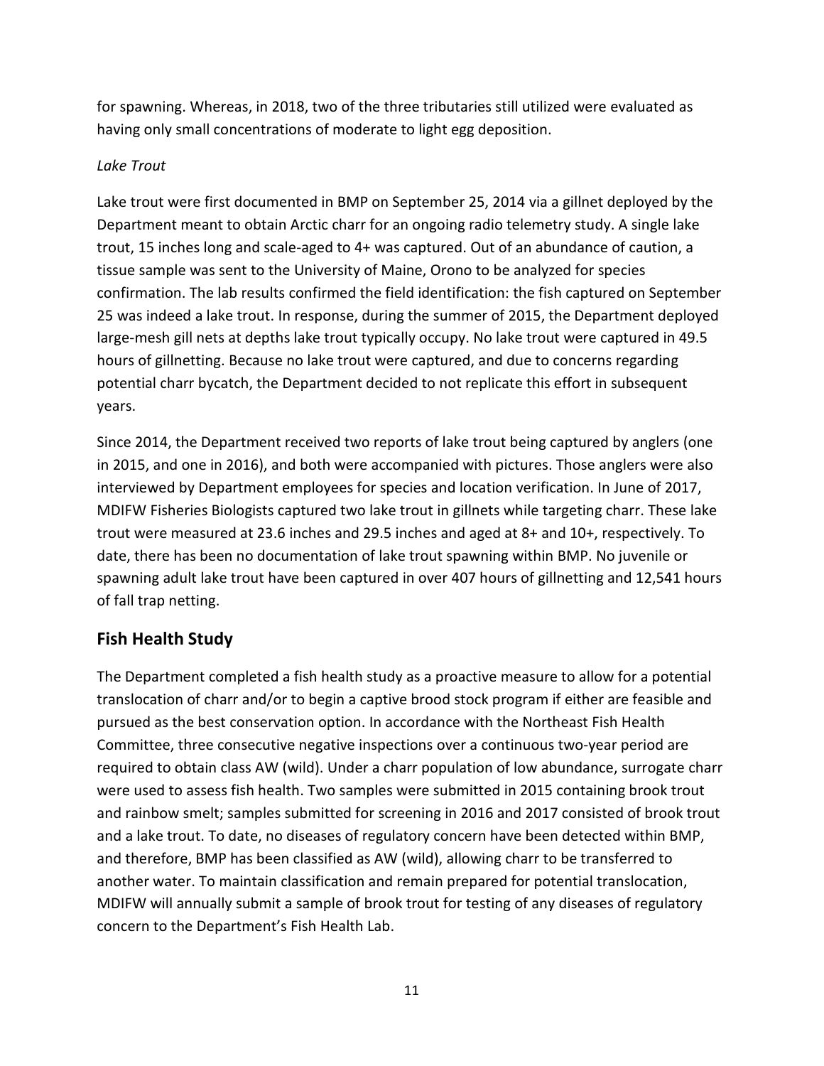for spawning. Whereas, in 2018, two of the three tributaries still utilized were evaluated as having only small concentrations of moderate to light egg deposition.

*Lake Trout*

Lake trout were first documented in BMP on September 25, 2014 via a gillnet deployed by the Department meant to obtain Arctic charr for an ongoing radio telemetry study. A single lake trout, 15 inches long and scale-aged to 4+ was captured. Out of an abundance of caution, a tissue sample was sent to the University of Maine, Orono to be analyzed for species confirmation. The lab results confirmed the field identification: the fish captured on September 25 was indeed a lake trout. In response, during the summer of 2015, the Department deployed large-mesh gill nets at depths lake trout typically occupy. No lake trout were captured in 49.5 hours of gillnetting. Because no lake trout were captured, and due to concerns regarding potential charr bycatch, the Department decided to not replicate this effort in subsequent years.

Since 2014, the Department received two reports of lake trout being captured by anglers (one in 2015, and one in 2016), and both were accompanied with pictures. Those anglers were also interviewed by Department employees for species and location verification. In June of 2017, MDIFW Fisheries Biologists captured two lake trout in gillnets while targeting charr. These lake trout were measured at 23.6 inches and 29.5 inches and aged at 8+ and 10+, respectively. To date, there has been no documentation of lake trout spawning within BMP. No juvenile or spawning adult lake trout have been captured in over 407 hours of gillnetting and 12,541 hours of fall trap netting.

## Fish Health Study

The Department completed a fish health study as a proactive measure to allow for a potential translocation of charr and/or to begin a captive brood stock program if either are feasible and pursued as the best conservation option. In accordance with the Northeast Fish Health Committee, three consecutive negative inspections over a continuous two-year period are required to obtain class AW (wild). Under a charr population of low abundance, surrogate charr were used to assess fish health. Two samples were submitted in 2015 containing brook trout and rainbow smelt; samples submitted for screening in 2016 and 2017 consisted of brook trout and a lake trout. To date, no diseases of regulatory concern have been detected within BMP, and therefore, BMP has been classified as AW (wild), allowing charr to be transferred to another water. To maintain classification and remain prepared for potential translocation, MDIFW will annually submit a sample of brook trout for testing of any diseases of regulatory concern to the Department's Fish Health Lab.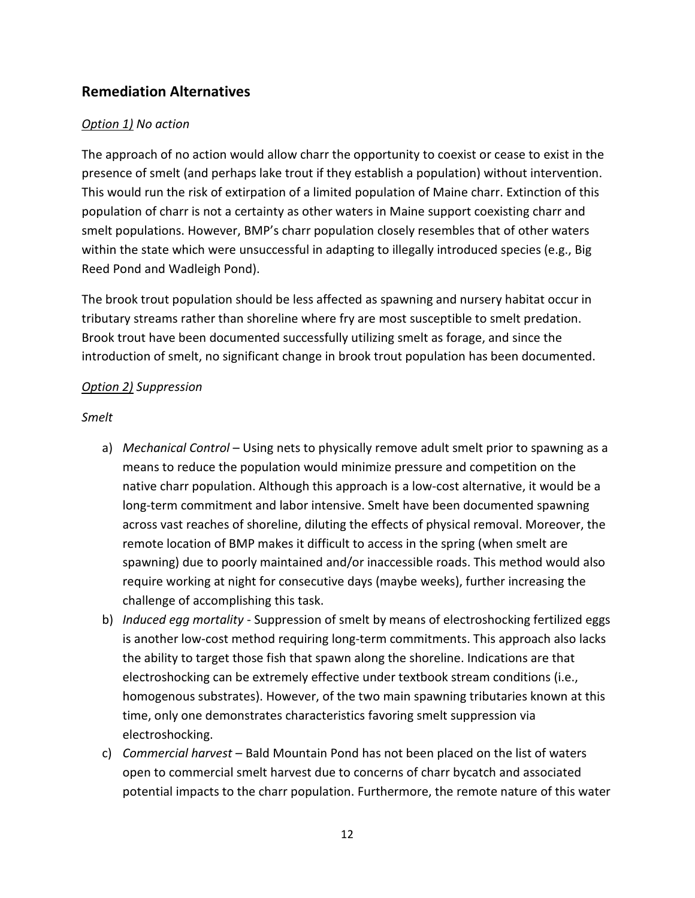## Remediation Alternatives

*Option 1) No action*

The approach of no action would allow charr the opportunity to coexist or cease to exist in the presence of smelt (and perhaps lake trout if they establish a population) without intervention. This would run the risk of extirpation of a limited population of Maine charr. Extinction of this population of charr is not a certainty as other waters in Maine support coexisting charr and smelt populations. However, BMP's charr population closely resembles that of other waters within the state which were unsuccessful in adapting to illegally introduced species (e.g., Big Reed Pond and Wadleigh Pond).

The brook trout population should be less affected as spawning and nursery habitat occur in tributary streams rather than shoreline where fry are most susceptible to smelt predation. Brook trout have been documented successfully utilizing smelt as forage, and since the introduction of smelt, no significant change in brook trout population has been documented.

*Option 2) Suppression*

*Smelt*

a) *Mechanical Control* – Using nets to physically remove adult smelt prior to spawning as a means to reduce the population would minimize pressure and competition on the native charr population. Although this approach is a low-cost alternative, it would be a long-term commitment and labor intensive. Smelt have been documented spawning across vast reaches of shoreline, diluting the effects of physical removal. Moreover, the remote location of BMP makes it difficult to access in the spring (when smelt are spawning) due to poorly maintained and/or inaccessible roads. This method would also require working at night for consecutive days (maybe weeks), further increasing the challenge of accomplishing this task.
b) *Induced egg mortality* - Suppression of smelt by means of electroshocking fertilized eggs is another low-cost method requiring long-term commitments. This approach also lacks the ability to target those fish that spawn along the shoreline. Indications are that electroshocking can be extremely effective under textbook stream conditions (i.e., homogenous substrates). However, of the two main spawning tributaries known at this time, only one demonstrates characteristics favoring smelt suppression via electroshocking.
c) *Commercial harvest* – Bald Mountain Pond has not been placed on the list of waters open to commercial smelt harvest due to concerns of charr bycatch and associated potential impacts to the charr population. Furthermore, the remote nature of this water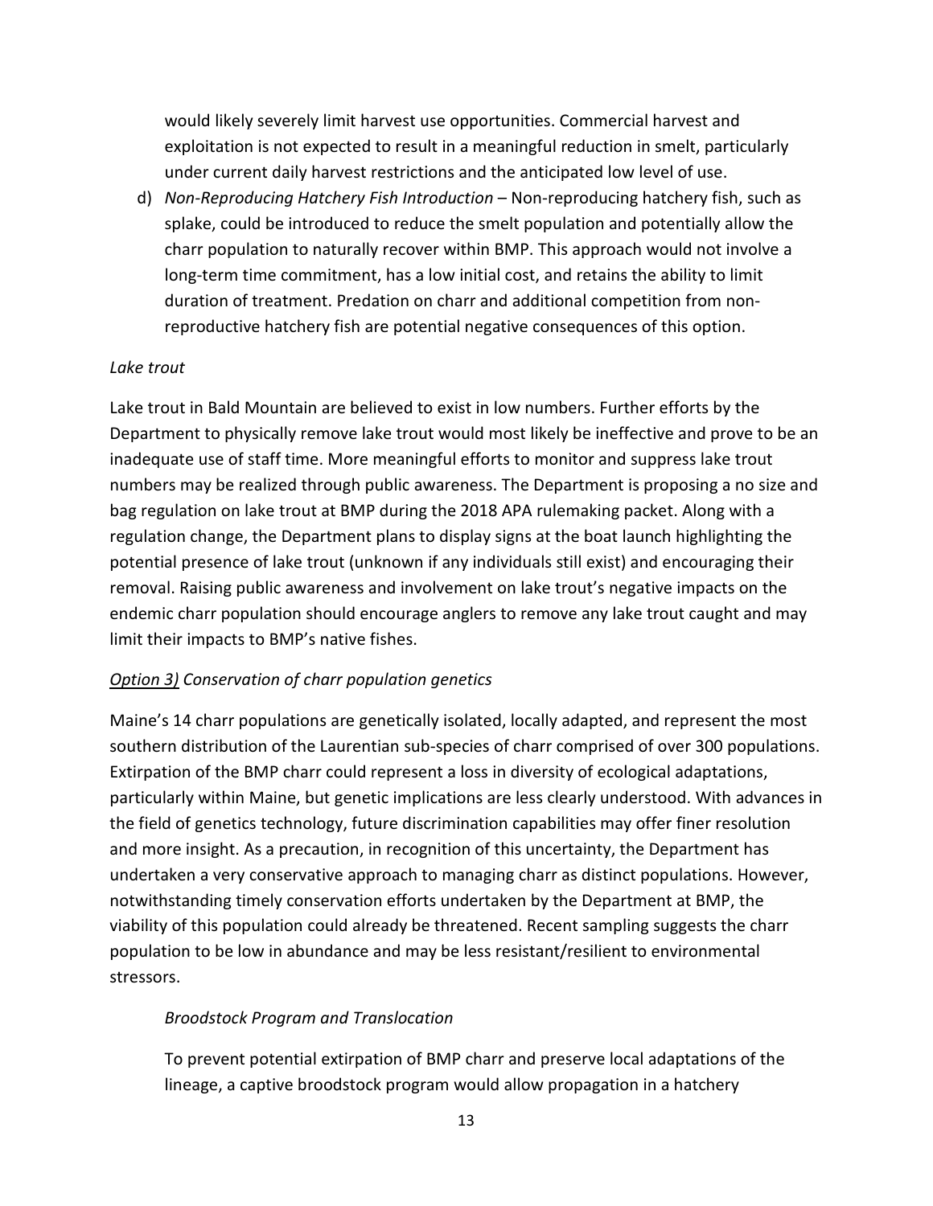would likely severely limit harvest use opportunities. Commercial harvest and exploitation is not expected to result in a meaningful reduction in smelt, particularly under current daily harvest restrictions and the anticipated low level of use.

d) *Non-Reproducing Hatchery Fish Introduction* – Non-reproducing hatchery fish, such as splake, could be introduced to reduce the smelt population and potentially allow the charr population to naturally recover within BMP. This approach would not involve a long-term time commitment, has a low initial cost, and retains the ability to limit duration of treatment. Predation on charr and additional competition from non-reproductive hatchery fish are potential negative consequences of this option.

*Lake trout*

Lake trout in Bald Mountain are believed to exist in low numbers. Further efforts by the Department to physically remove lake trout would most likely be ineffective and prove to be an inadequate use of staff time. More meaningful efforts to monitor and suppress lake trout numbers may be realized through public awareness. The Department is proposing a no size and bag regulation on lake trout at BMP during the 2018 APA rulemaking packet. Along with a regulation change, the Department plans to display signs at the boat launch highlighting the potential presence of lake trout (unknown if any individuals still exist) and encouraging their removal. Raising public awareness and involvement on lake trout's negative impacts on the endemic charr population should encourage anglers to remove any lake trout caught and may limit their impacts to BMP's native fishes.

*Option 3) Conservation of charr population genetics*

Maine's 14 charr populations are genetically isolated, locally adapted, and represent the most southern distribution of the Laurentian sub-species of charr comprised of over 300 populations. Extirpation of the BMP charr could represent a loss in diversity of ecological adaptations, particularly within Maine, but genetic implications are less clearly understood. With advances in the field of genetics technology, future discrimination capabilities may offer finer resolution and more insight. As a precaution, in recognition of this uncertainty, the Department has undertaken a very conservative approach to managing charr as distinct populations. However, notwithstanding timely conservation efforts undertaken by the Department at BMP, the viability of this population could already be threatened. Recent sampling suggests the charr population to be low in abundance and may be less resistant/resilient to environmental stressors.

*Broodstock Program and Translocation*

To prevent potential extirpation of BMP charr and preserve local adaptations of the lineage, a captive broodstock program would allow propagation in a hatchery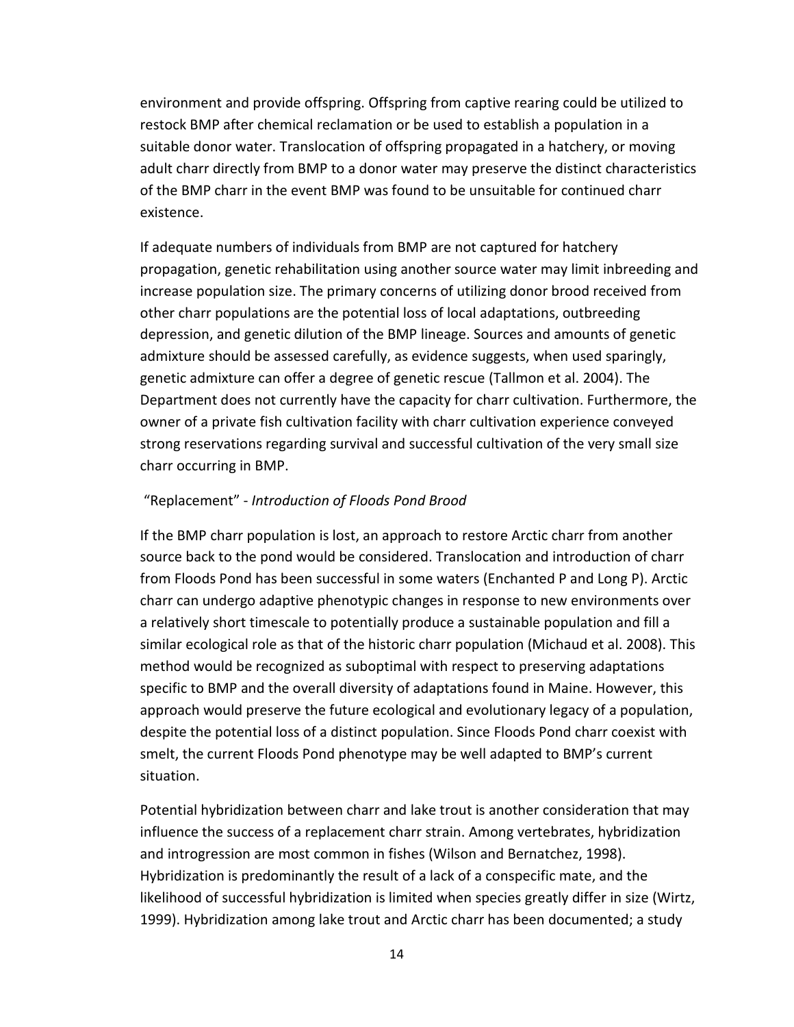environment and provide offspring. Offspring from captive rearing could be utilized to restock BMP after chemical reclamation or be used to establish a population in a suitable donor water. Translocation of offspring propagated in a hatchery, or moving adult charr directly from BMP to a donor water may preserve the distinct characteristics of the BMP charr in the event BMP was found to be unsuitable for continued charr existence.

If adequate numbers of individuals from BMP are not captured for hatchery propagation, genetic rehabilitation using another source water may limit inbreeding and increase population size. The primary concerns of utilizing donor brood received from other charr populations are the potential loss of local adaptations, outbreeding depression, and genetic dilution of the BMP lineage. Sources and amounts of genetic admixture should be assessed carefully, as evidence suggests, when used sparingly, genetic admixture can offer a degree of genetic rescue (Tallmon et al. 2004). The Department does not currently have the capacity for charr cultivation. Furthermore, the owner of a private fish cultivation facility with charr cultivation experience conveyed strong reservations regarding survival and successful cultivation of the very small size charr occurring in BMP.

"Replacement" - *Introduction of Floods Pond Brood*

If the BMP charr population is lost, an approach to restore Arctic charr from another source back to the pond would be considered. Translocation and introduction of charr from Floods Pond has been successful in some waters (Enchanted P and Long P). Arctic charr can undergo adaptive phenotypic changes in response to new environments over a relatively short timescale to potentially produce a sustainable population and fill a similar ecological role as that of the historic charr population (Michaud et al. 2008). This method would be recognized as suboptimal with respect to preserving adaptations specific to BMP and the overall diversity of adaptations found in Maine. However, this approach would preserve the future ecological and evolutionary legacy of a population, despite the potential loss of a distinct population. Since Floods Pond charr coexist with smelt, the current Floods Pond phenotype may be well adapted to BMP's current situation.

Potential hybridization between charr and lake trout is another consideration that may influence the success of a replacement charr strain. Among vertebrates, hybridization and introgression are most common in fishes (Wilson and Bernatchez, 1998). Hybridization is predominantly the result of a lack of a conspecific mate, and the likelihood of successful hybridization is limited when species greatly differ in size (Wirtz, 1999). Hybridization among lake trout and Arctic charr has been documented; a study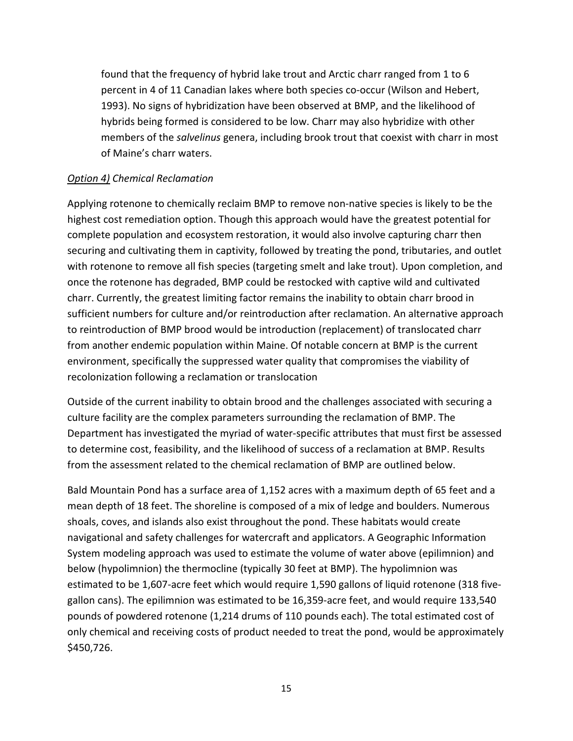found that the frequency of hybrid lake trout and Arctic charr ranged from 1 to 6 percent in 4 of 11 Canadian lakes where both species co-occur (Wilson and Hebert, 1993). No signs of hybridization have been observed at BMP, and the likelihood of hybrids being formed is considered to be low. Charr may also hybridize with other members of the *salvelinus* genera, including brook trout that coexist with charr in most of Maine's charr waters.

*Option 4) Chemical Reclamation*

Applying rotenone to chemically reclaim BMP to remove non-native species is likely to be the highest cost remediation option. Though this approach would have the greatest potential for complete population and ecosystem restoration, it would also involve capturing charr then securing and cultivating them in captivity, followed by treating the pond, tributaries, and outlet with rotenone to remove all fish species (targeting smelt and lake trout). Upon completion, and once the rotenone has degraded, BMP could be restocked with captive wild and cultivated charr. Currently, the greatest limiting factor remains the inability to obtain charr brood in sufficient numbers for culture and/or reintroduction after reclamation. An alternative approach to reintroduction of BMP brood would be introduction (replacement) of translocated charr from another endemic population within Maine. Of notable concern at BMP is the current environment, specifically the suppressed water quality that compromises the viability of recolonization following a reclamation or translocation

Outside of the current inability to obtain brood and the challenges associated with securing a culture facility are the complex parameters surrounding the reclamation of BMP. The Department has investigated the myriad of water-specific attributes that must first be assessed to determine cost, feasibility, and the likelihood of success of a reclamation at BMP. Results from the assessment related to the chemical reclamation of BMP are outlined below.

Bald Mountain Pond has a surface area of 1,152 acres with a maximum depth of 65 feet and a mean depth of 18 feet. The shoreline is composed of a mix of ledge and boulders. Numerous shoals, coves, and islands also exist throughout the pond. These habitats would create navigational and safety challenges for watercraft and applicators. A Geographic Information System modeling approach was used to estimate the volume of water above (epilimnion) and below (hypolimnion) the thermocline (typically 30 feet at BMP). The hypolimnion was estimated to be 1,607-acre feet which would require 1,590 gallons of liquid rotenone (318 five-gallon cans). The epilimnion was estimated to be 16,359-acre feet, and would require 133,540 pounds of powdered rotenone (1,214 drums of 110 pounds each). The total estimated cost of only chemical and receiving costs of product needed to treat the pond, would be approximately $450,726.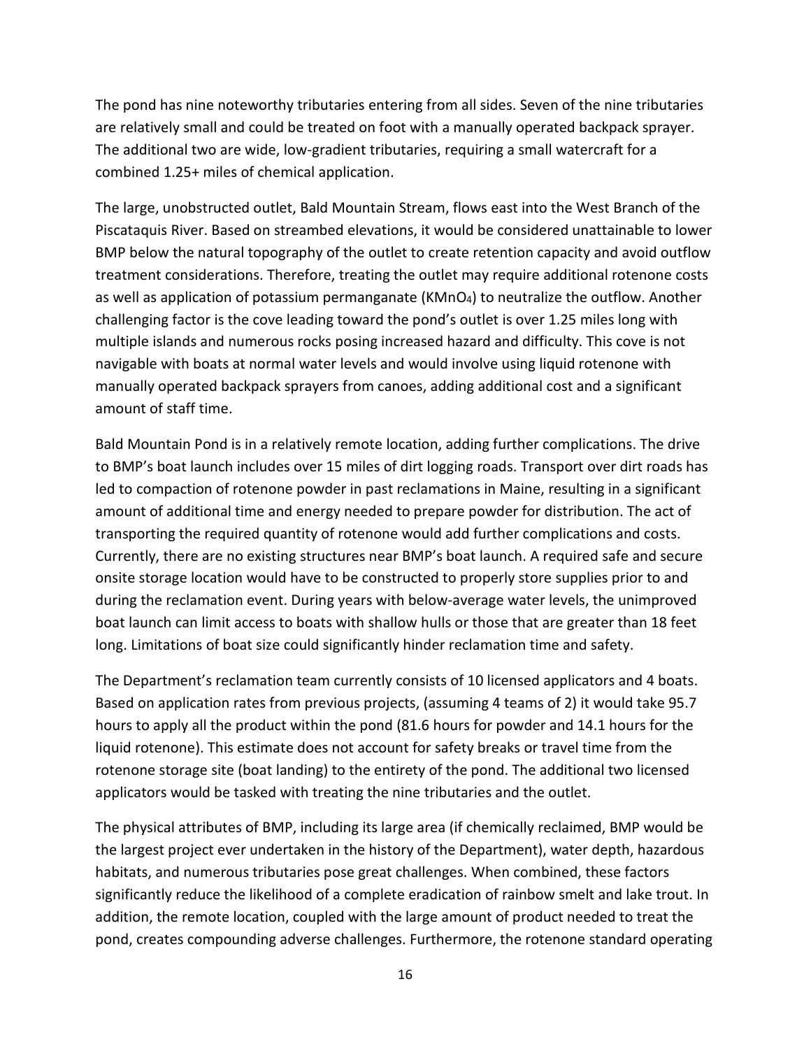The pond has nine noteworthy tributaries entering from all sides. Seven of the nine tributaries are relatively small and could be treated on foot with a manually operated backpack sprayer. The additional two are wide, low-gradient tributaries, requiring a small watercraft for a combined 1.25+ miles of chemical application.

The large, unobstructed outlet, Bald Mountain Stream, flows east into the West Branch of the Piscataquis River. Based on streambed elevations, it would be considered unattainable to lower BMP below the natural topography of the outlet to create retention capacity and avoid outflow treatment considerations. Therefore, treating the outlet may require additional rotenone costs as well as application of potassium permanganate ($KMnO_4$) to neutralize the outflow. Another challenging factor is the cove leading toward the pond's outlet is over 1.25 miles long with multiple islands and numerous rocks posing increased hazard and difficulty. This cove is not navigable with boats at normal water levels and would involve using liquid rotenone with manually operated backpack sprayers from canoes, adding additional cost and a significant amount of staff time.

Bald Mountain Pond is in a relatively remote location, adding further complications. The drive to BMP's boat launch includes over 15 miles of dirt logging roads. Transport over dirt roads has led to compaction of rotenone powder in past reclamations in Maine, resulting in a significant amount of additional time and energy needed to prepare powder for distribution. The act of transporting the required quantity of rotenone would add further complications and costs. Currently, there are no existing structures near BMP's boat launch. A required safe and secure onsite storage location would have to be constructed to properly store supplies prior to and during the reclamation event. During years with below-average water levels, the unimproved boat launch can limit access to boats with shallow hulls or those that are greater than 18 feet long. Limitations of boat size could significantly hinder reclamation time and safety.

The Department's reclamation team currently consists of 10 licensed applicators and 4 boats. Based on application rates from previous projects, (assuming 4 teams of 2) it would take 95.7 hours to apply all the product within the pond (81.6 hours for powder and 14.1 hours for the liquid rotenone). This estimate does not account for safety breaks or travel time from the rotenone storage site (boat landing) to the entirety of the pond. The additional two licensed applicators would be tasked with treating the nine tributaries and the outlet.

The physical attributes of BMP, including its large area (if chemically reclaimed, BMP would be the largest project ever undertaken in the history of the Department), water depth, hazardous habitats, and numerous tributaries pose great challenges. When combined, these factors significantly reduce the likelihood of a complete eradication of rainbow smelt and lake trout. In addition, the remote location, coupled with the large amount of product needed to treat the pond, creates compounding adverse challenges. Furthermore, the rotenone standard operating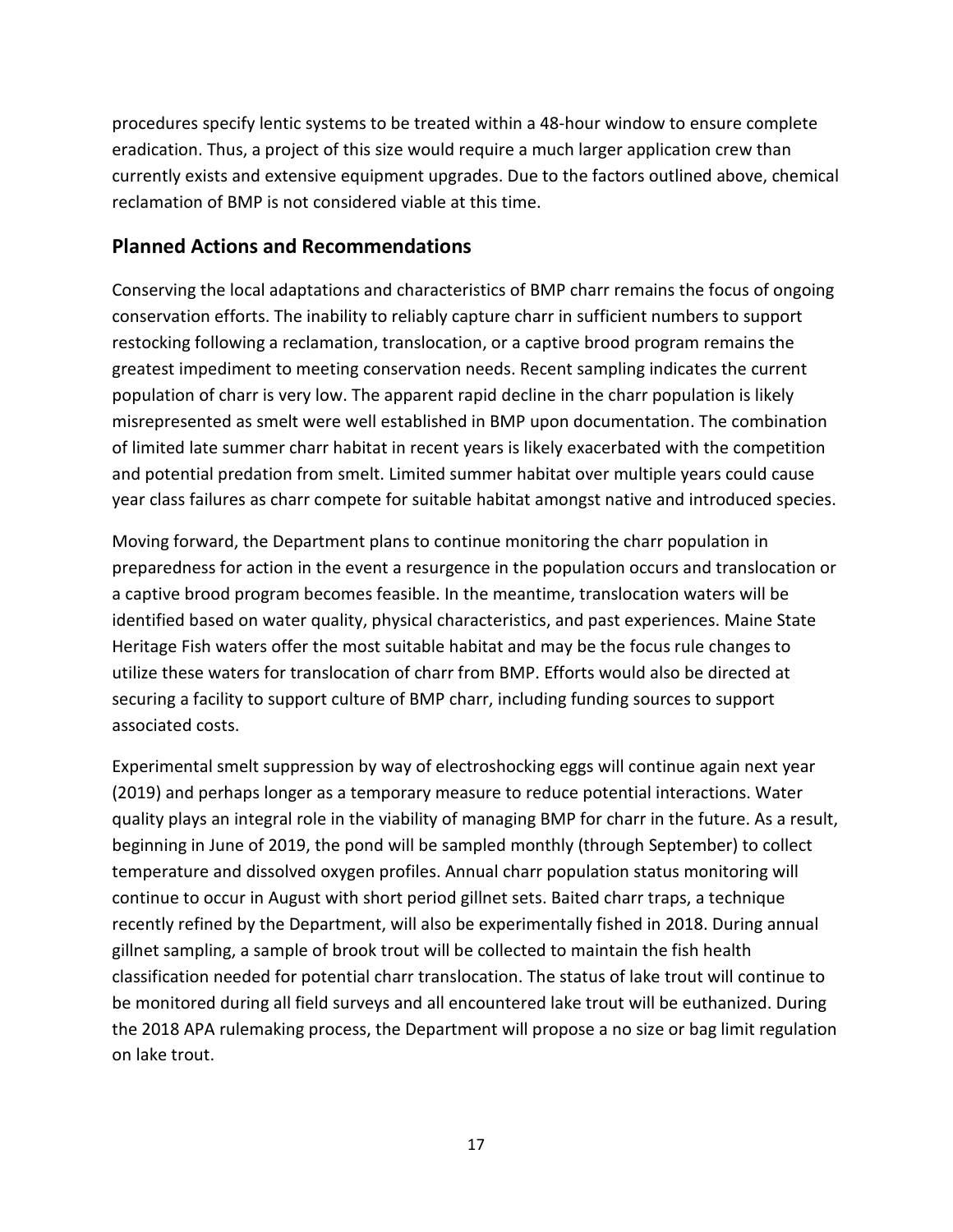procedures specify lentic systems to be treated within a 48-hour window to ensure complete eradication. Thus, a project of this size would require a much larger application crew than currently exists and extensive equipment upgrades. Due to the factors outlined above, chemical reclamation of BMP is not considered viable at this time.

## Planned Actions and Recommendations

Conserving the local adaptations and characteristics of BMP charr remains the focus of ongoing conservation efforts. The inability to reliably capture charr in sufficient numbers to support restocking following a reclamation, translocation, or a captive brood program remains the greatest impediment to meeting conservation needs. Recent sampling indicates the current population of charr is very low. The apparent rapid decline in the charr population is likely misrepresented as smelt were well established in BMP upon documentation. The combination of limited late summer charr habitat in recent years is likely exacerbated with the competition and potential predation from smelt. Limited summer habitat over multiple years could cause year class failures as charr compete for suitable habitat amongst native and introduced species.

Moving forward, the Department plans to continue monitoring the charr population in preparedness for action in the event a resurgence in the population occurs and translocation or a captive brood program becomes feasible. In the meantime, translocation waters will be identified based on water quality, physical characteristics, and past experiences. Maine State Heritage Fish waters offer the most suitable habitat and may be the focus rule changes to utilize these waters for translocation of charr from BMP. Efforts would also be directed at securing a facility to support culture of BMP charr, including funding sources to support associated costs.

Experimental smelt suppression by way of electroshocking eggs will continue again next year (2019) and perhaps longer as a temporary measure to reduce potential interactions. Water quality plays an integral role in the viability of managing BMP for charr in the future. As a result, beginning in June of 2019, the pond will be sampled monthly (through September) to collect temperature and dissolved oxygen profiles. Annual charr population status monitoring will continue to occur in August with short period gillnet sets. Baited charr traps, a technique recently refined by the Department, will also be experimentally fished in 2018. During annual gillnet sampling, a sample of brook trout will be collected to maintain the fish health classification needed for potential charr translocation. The status of lake trout will continue to be monitored during all field surveys and all encountered lake trout will be euthanized. During the 2018 APA rulemaking process, the Department will propose a no size or bag limit regulation on lake trout.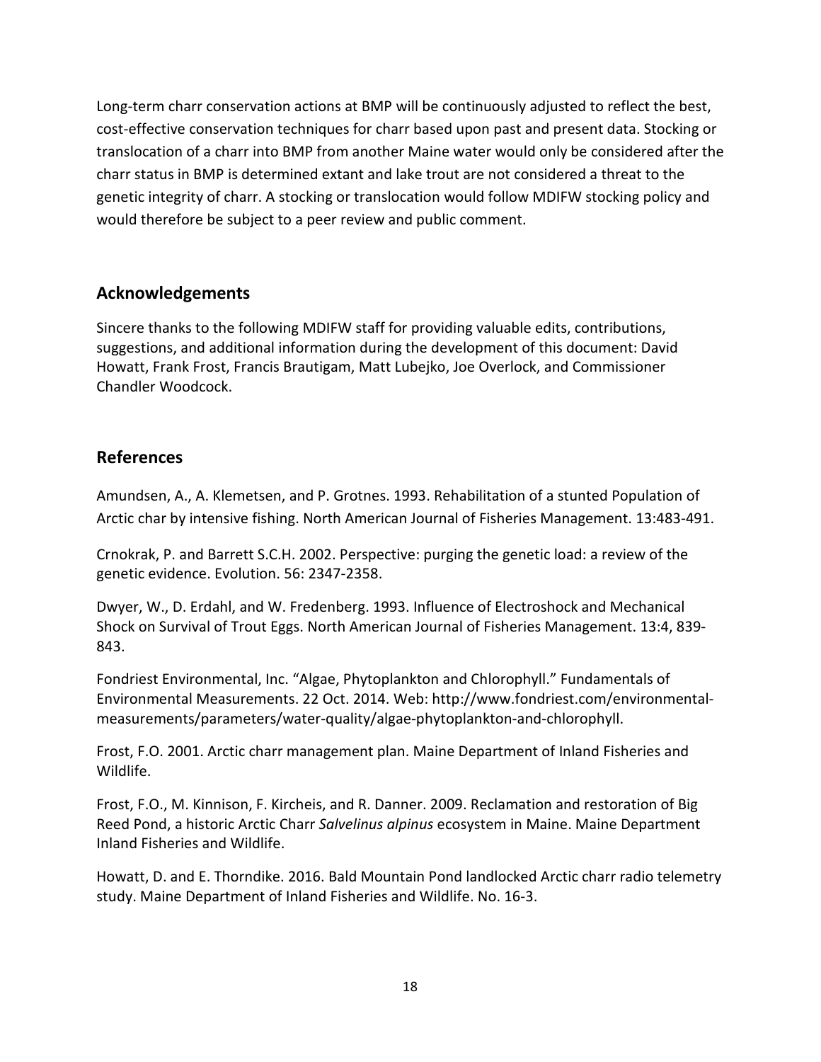Long-term charr conservation actions at BMP will be continuously adjusted to reflect the best, cost-effective conservation techniques for charr based upon past and present data. Stocking or translocation of a charr into BMP from another Maine water would only be considered after the charr status in BMP is determined extant and lake trout are not considered a threat to the genetic integrity of charr. A stocking or translocation would follow MDIFW stocking policy and would therefore be subject to a peer review and public comment.

## Acknowledgements

Sincere thanks to the following MDIFW staff for providing valuable edits, contributions, suggestions, and additional information during the development of this document: David Howatt, Frank Frost, Francis Brautigam, Matt Lubejko, Joe Overlock, and Commissioner Chandler Woodcock.

## References

Amundsen, A., A. Klemetsen, and P. Grotnes. 1993. Rehabilitation of a stunted Population of Arctic char by intensive fishing. North American Journal of Fisheries Management. 13:483-491.

Crnokrak, P. and Barrett S.C.H. 2002. Perspective: purging the genetic load: a review of the genetic evidence. Evolution. 56: 2347-2358.

Dwyer, W., D. Erdahl, and W. Fredenberg. 1993. Influence of Electroshock and Mechanical Shock on Survival of Trout Eggs. North American Journal of Fisheries Management. 13:4, 839-843.

Fondriest Environmental, Inc. "Algae, Phytoplankton and Chlorophyll." Fundamentals of Environmental Measurements. 22 Oct. 2014. Web: http://www.fondriest.com/environmental-measurements/parameters/water-quality/algae-phytoplankton-and-chlorophyll.

Frost, F.O. 2001. Arctic charr management plan. Maine Department of Inland Fisheries and Wildlife.

Frost, F.O., M. Kinnison, F. Kircheis, and R. Danner. 2009. Reclamation and restoration of Big Reed Pond, a historic Arctic Charr *Salvelinus alpinus* ecosystem in Maine. Maine Department Inland Fisheries and Wildlife.

Howatt, D. and E. Thorndike. 2016. Bald Mountain Pond landlocked Arctic charr radio telemetry study. Maine Department of Inland Fisheries and Wildlife. No. 16-3.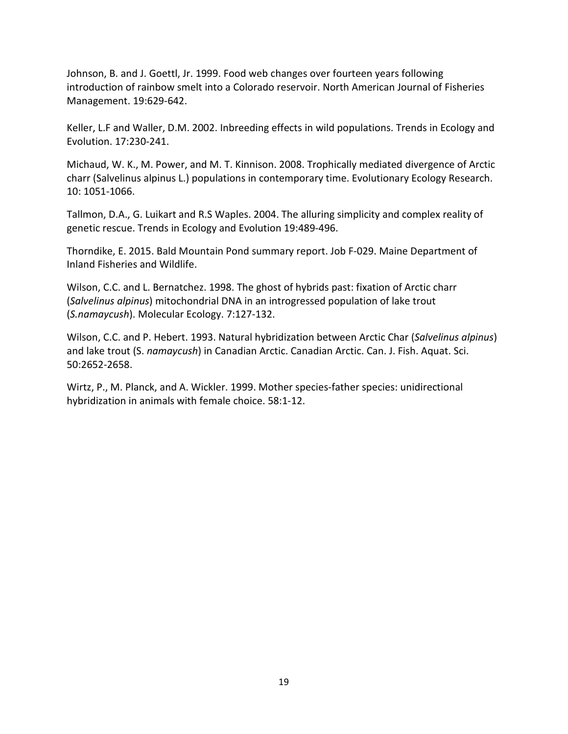Johnson, B. and J. Goettl, Jr. 1999. Food web changes over fourteen years following introduction of rainbow smelt into a Colorado reservoir. North American Journal of Fisheries Management. 19:629-642.

Keller, L.F and Waller, D.M. 2002. Inbreeding effects in wild populations. Trends in Ecology and Evolution. 17:230-241.

Michaud, W. K., M. Power, and M. T. Kinnison. 2008. Trophically mediated divergence of Arctic charr (Salvelinus alpinus L.) populations in contemporary time. Evolutionary Ecology Research. 10: 1051-1066.

Tallmon, D.A., G. Luikart and R.S Waples. 2004. The alluring simplicity and complex reality of genetic rescue. Trends in Ecology and Evolution 19:489-496.

Thorndike, E. 2015. Bald Mountain Pond summary report. Job F-029. Maine Department of Inland Fisheries and Wildlife.

Wilson, C.C. and L. Bernatchez. 1998. The ghost of hybrids past: fixation of Arctic charr (*Salvelinus alpinus*) mitochondrial DNA in an introgressed population of lake trout (*S.namaycush*). Molecular Ecology. 7:127-132.

Wilson, C.C. and P. Hebert. 1993. Natural hybridization between Arctic Char (*Salvelinus alpinus*) and lake trout (S. *namaycush*) in Canadian Arctic. Canadian Arctic. Can. J. Fish. Aquat. Sci. 50:2652-2658.

Wirtz, P., M. Planck, and A. Wickler. 1999. Mother species-father species: unidirectional hybridization in animals with female choice. 58:1-12.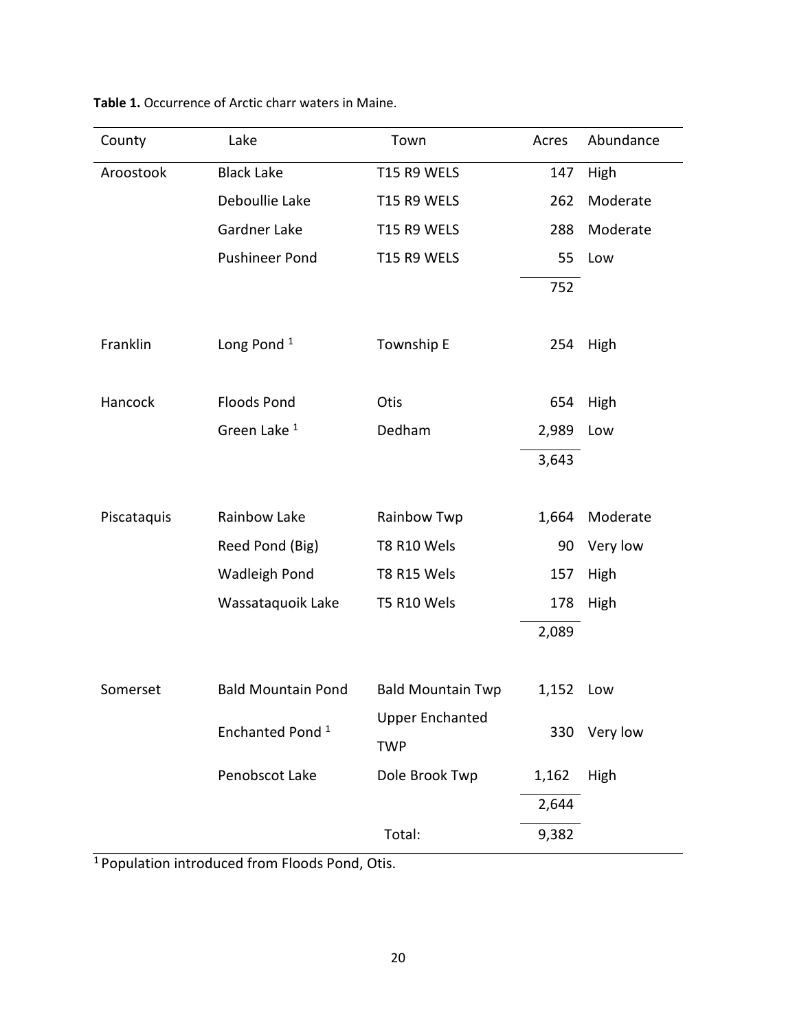**Table 1.** Occurrence of Arctic charr waters in Maine.

| County | Lake | Town | Acres | Abundance |
| --- | --- | --- | --- | --- |
| Aroostook | Black Lake | T15 R9 WELS | 147 | High |
| | Deboullie Lake | T15 R9 WELS | 262 | Moderate |
| | Gardner Lake | T15 R9 WELS | 288 | Moderate |
| | Pushineer Pond | T15 R9 WELS | 55 | Low |
| | | | 752 | |
| Franklin | Long Pond [1] | Township E | 254 | High |
| Hancock | Floods Pond | Otis | 654 | High |
| | Green Lake [1] | Dedham | 2,989 | Low |
| | | | 3,643 | |
| Piscataquis | Rainbow Lake | Rainbow Twp | 1,664 | Moderate |
| | Reed Pond (Big) | T8 R10 Wels | 90 | Very low |
| | Wadleigh Pond | T8 R15 Wels | 157 | High |
| | Wassataquoik Lake | T5 R10 Wels | 178 | High |
| | | | 2,089 | |
| Somerset | Bald Mountain Pond | Bald Mountain Twp | 1,152 | Low |
| | Enchanted Pond [1] | Upper Enchanted TWP | 330 | Very low |
| | Penobscot Lake | Dole Brook Twp | 1,162 | High |
| | | | 2,644 | |
| | | Total: | 9,382 | |

[1] Population introduced from Floods Pond, Otis.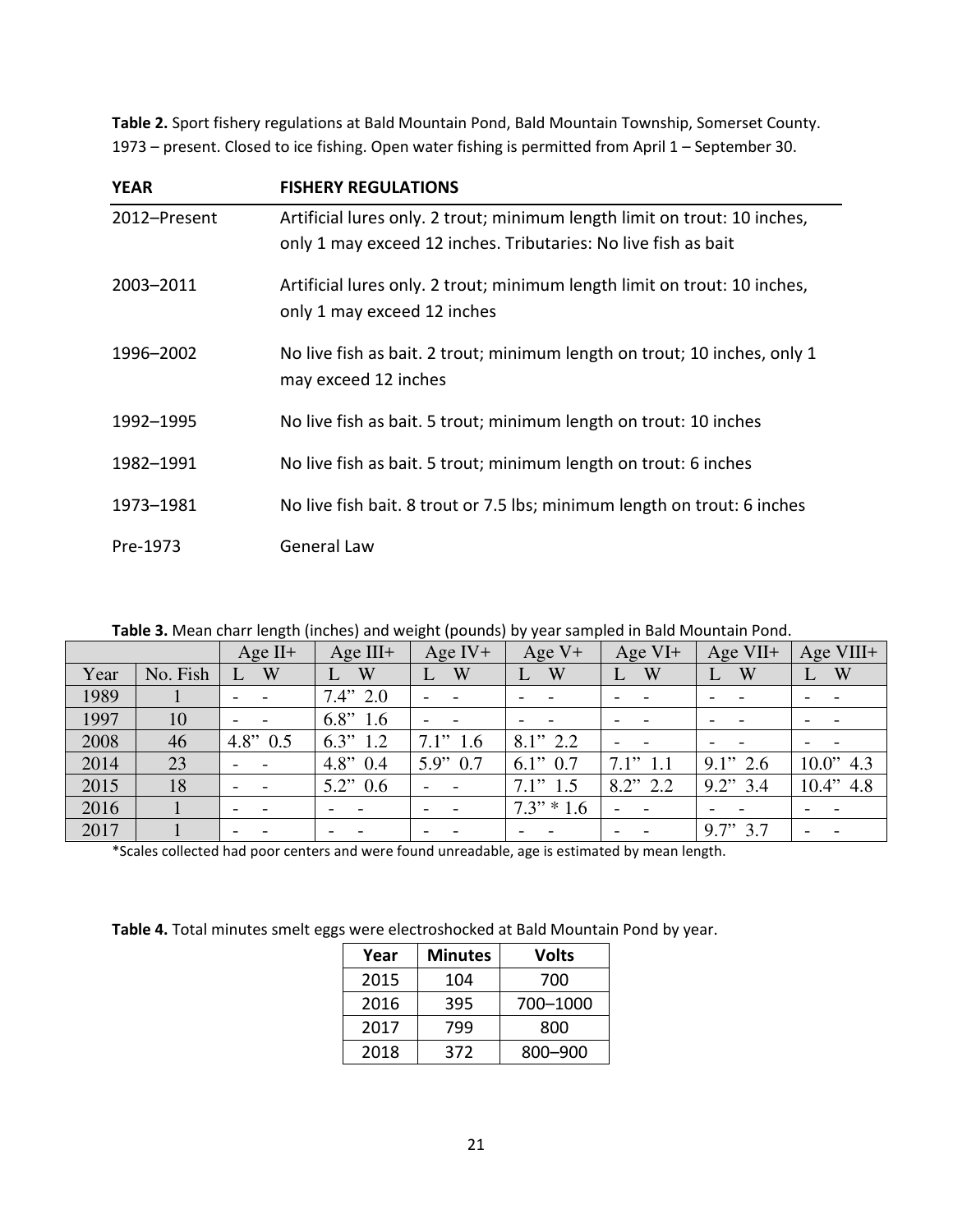**Table 2.** Sport fishery regulations at Bald Mountain Pond, Bald Mountain Township, Somerset County. 1973 – present. Closed to ice fishing. Open water fishing is permitted from April 1 – September 30.

| YEAR | FISHERY REGULATIONS |
|---|---|
| 2012–Present | Artificial lures only. 2 trout; minimum length limit on trout: 10 inches, only 1 may exceed 12 inches. Tributaries: No live fish as bait |
| 2003–2011 | Artificial lures only. 2 trout; minimum length limit on trout: 10 inches, only 1 may exceed 12 inches |
| 1996–2002 | No live fish as bait. 2 trout; minimum length on trout; 10 inches, only 1 may exceed 12 inches |
| 1992–1995 | No live fish as bait. 5 trout; minimum length on trout: 10 inches |
| 1982–1991 | No live fish as bait. 5 trout; minimum length on trout: 6 inches |
| 1973–1981 | No live fish bait. 8 trout or 7.5 lbs; minimum length on trout: 6 inches |
| Pre-1973 | General Law |

**Table 3.** Mean charr length (inches) and weight (pounds) by year sampled in Bald Mountain Pond.

| | | Age II+ | Age III+ | Age IV+ | Age V+ | Age VI+ | Age VII+ | Age VIII+ |
|---|---|---|---|---|---|---|---|---|
| Year | No. Fish | L W | L W | L W | L W | L W | L W | L W |
| 1989 | 1 | - - | 7.4" 2.0 | - - | - - | - - | - - | - - |
| 1997 | 10 | - - | 6.8" 1.6 | - - | - - | - - | - - | - - |
| 2008 | 46 | 4.8" 0.5 | 6.3" 1.2 | 7.1" 1.6 | 8.1" 2.2 | - - | - - | - - |
| 2014 | 23 | - - | 4.8" 0.4 | 5.9" 0.7 | 6.1" 0.7 | 7.1" 1.1 | 9.1" 2.6 | 10.0" 4.3 |
| 2015 | 18 | - - | 5.2" 0.6 | - - | 7.1" 1.5 | 8.2" 2.2 | 9.2" 3.4 | 10.4" 4.8 |
| 2016 | 1 | - - | - - | - - | 7.3" * 1.6 | - - | - - | - - |
| 2017 | 1 | - - | - - | - - | - - | - - | 9.7" 3.7 | - - |

*Scales collected had poor centers and were found unreadable, age is estimated by mean length.

**Table 4.** Total minutes smelt eggs were electroshocked at Bald Mountain Pond by year.

| Year | Minutes | Volts |
|---|---|---|
| 2015 | 104 | 700 |
| 2016 | 395 | 700–1000 |
| 2017 | 799 | 800 |
| 2018 | 372 | 800–900 |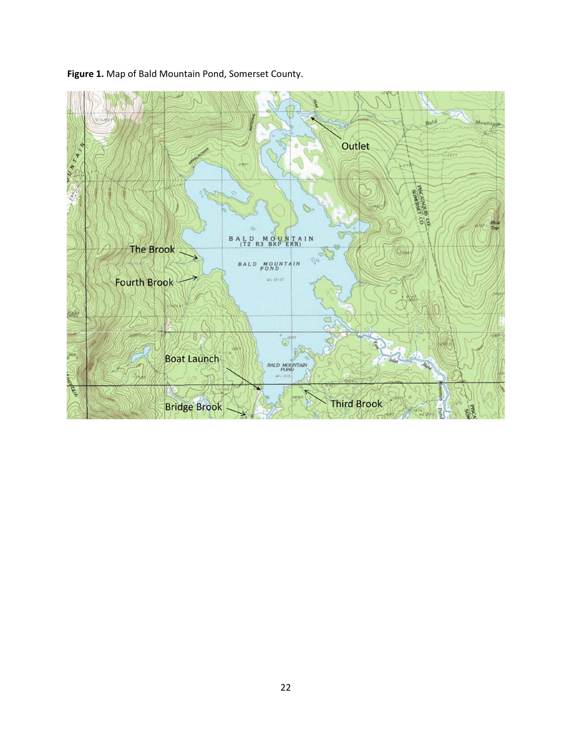**Figure 1.** Map of Bald Mountain Pond, Somerset County.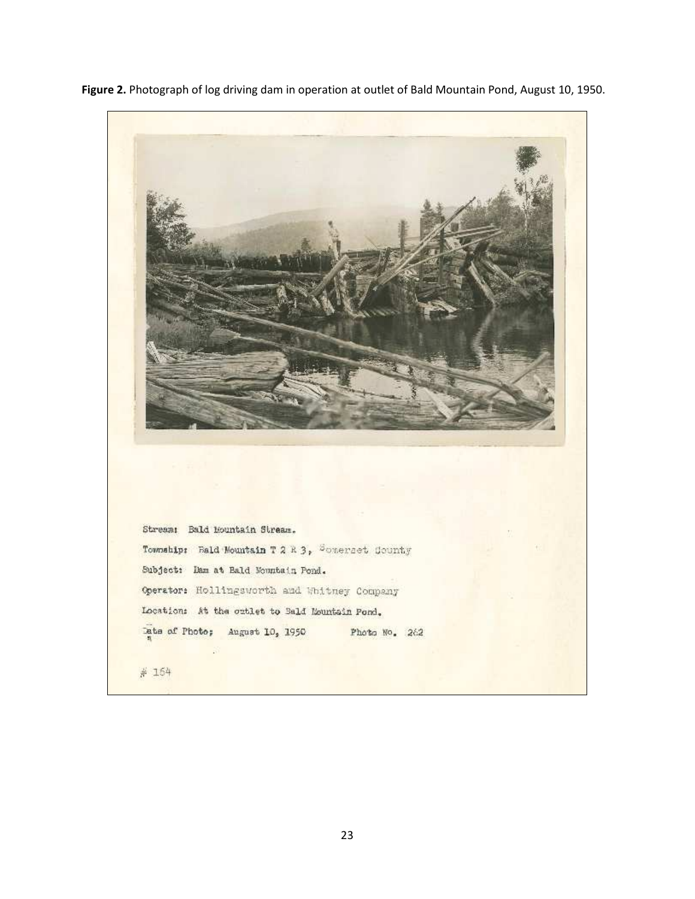**Figure 2.** Photograph of log driving dam in operation at outlet of Bald Mountain Pond, August 10, 1950.

Stream: Bald Mountain Stream.

Township: Bald Mountain T 2 R 3, Somerset County

Subject: Dam at Bald Mountain Pond.

Operator: Hollingsworth and Whitney Company

Location: At the outlet to Bald Mountain Pond.

Date of Photo: August 10, 1950 Photo No. 262

# 164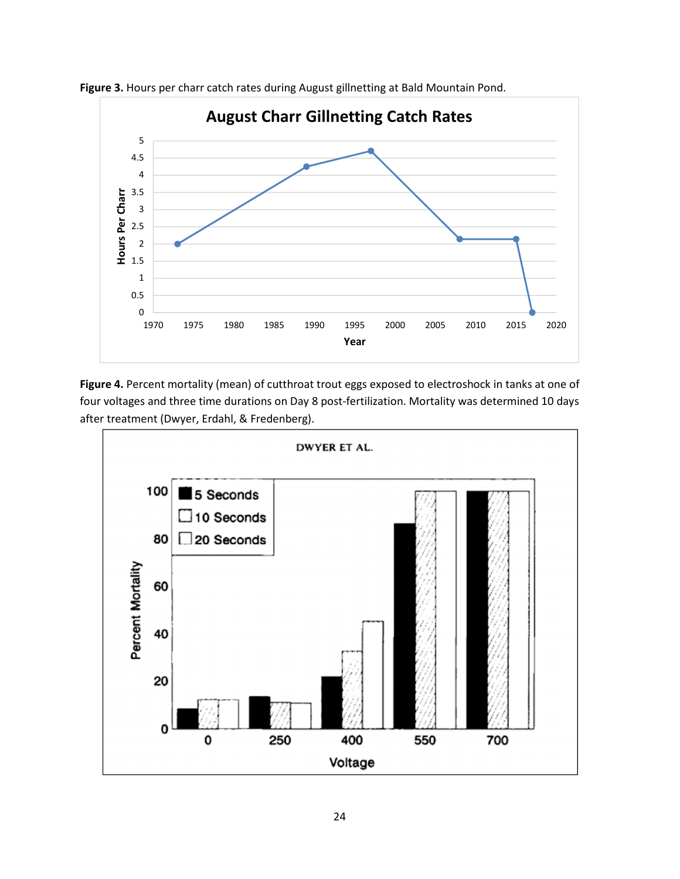**Figure 3.** Hours per charr catch rates during August gillnetting at Bald Mountain Pond.

**Figure 4.** Percent mortality (mean) of cutthroat trout eggs exposed to electroshock in tanks at one of four voltages and three time durations on Day 8 post-fertilization. Mortality was determined 10 days after treatment (Dwyer, Erdahl, & Fredenberg).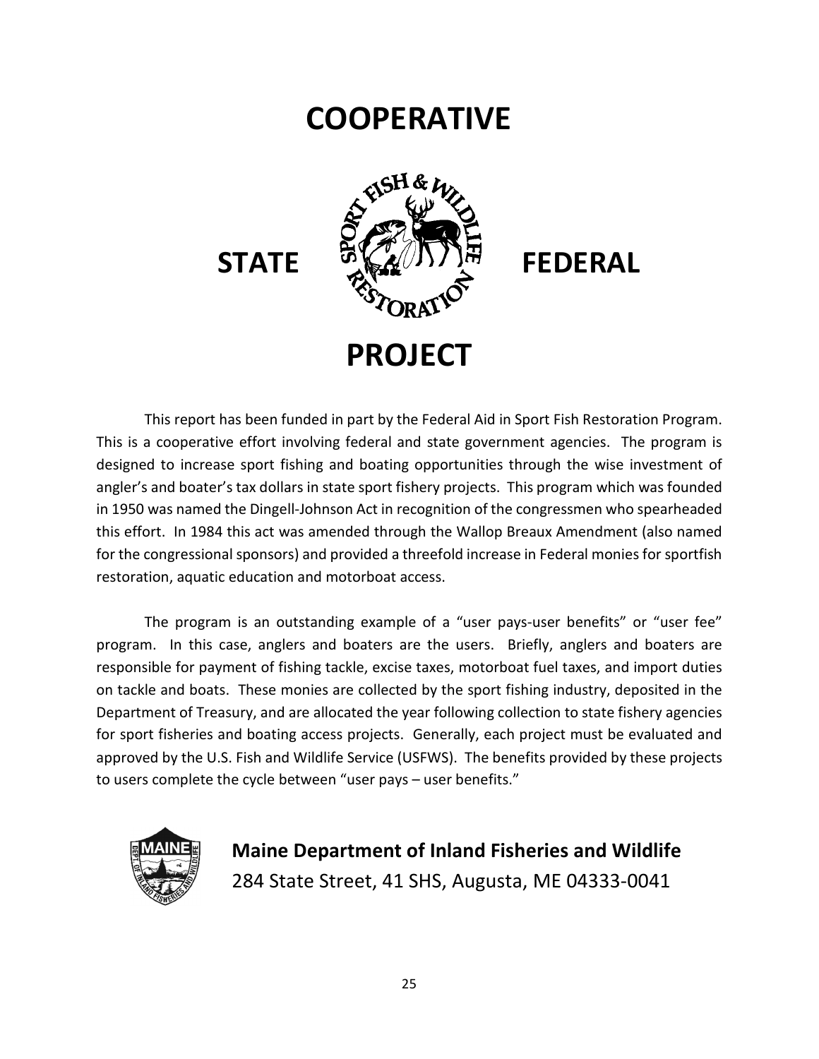# COOPERATIVE

**STATE** **FEDERAL**

# PROJECT

This report has been funded in part by the Federal Aid in Sport Fish Restoration Program. This is a cooperative effort involving federal and state government agencies. The program is designed to increase sport fishing and boating opportunities through the wise investment of angler's and boater's tax dollars in state sport fishery projects. This program which was founded in 1950 was named the Dingell-Johnson Act in recognition of the congressmen who spearheaded this effort. In 1984 this act was amended through the Wallop Breaux Amendment (also named for the congressional sponsors) and provided a threefold increase in Federal monies for sportfish restoration, aquatic education and motorboat access.

The program is an outstanding example of a "user pays-user benefits" or "user fee" program. In this case, anglers and boaters are the users. Briefly, anglers and boaters are responsible for payment of fishing tackle, excise taxes, motorboat fuel taxes, and import duties on tackle and boats. These monies are collected by the sport fishing industry, deposited in the Department of Treasury, and are allocated the year following collection to state fishery agencies for sport fisheries and boating access projects. Generally, each project must be evaluated and approved by the U.S. Fish and Wildlife Service (USFWS). The benefits provided by these projects to users complete the cycle between "user pays – user benefits."

**Maine Department of Inland Fisheries and Wildlife**

284 State Street, 41 SHS, Augusta, ME 04333-0041